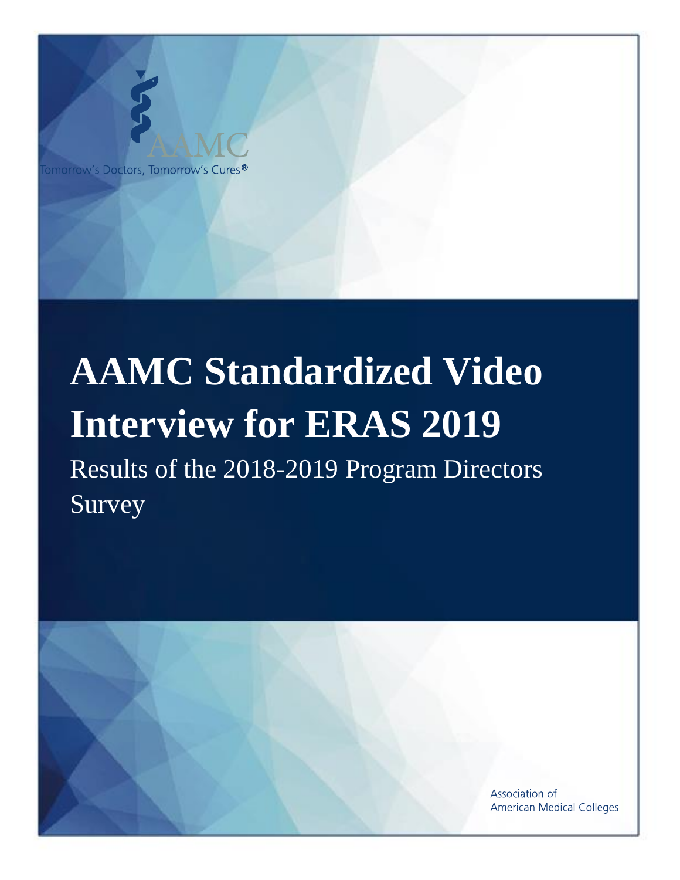AAMC

Tomorrow's Doctors, Tomorrow's Cures®

# AAMC Standardized Video Interview for ERAS 2019

Results of the 2018-2019 Program Directors Survey

Association of American Medical Colleges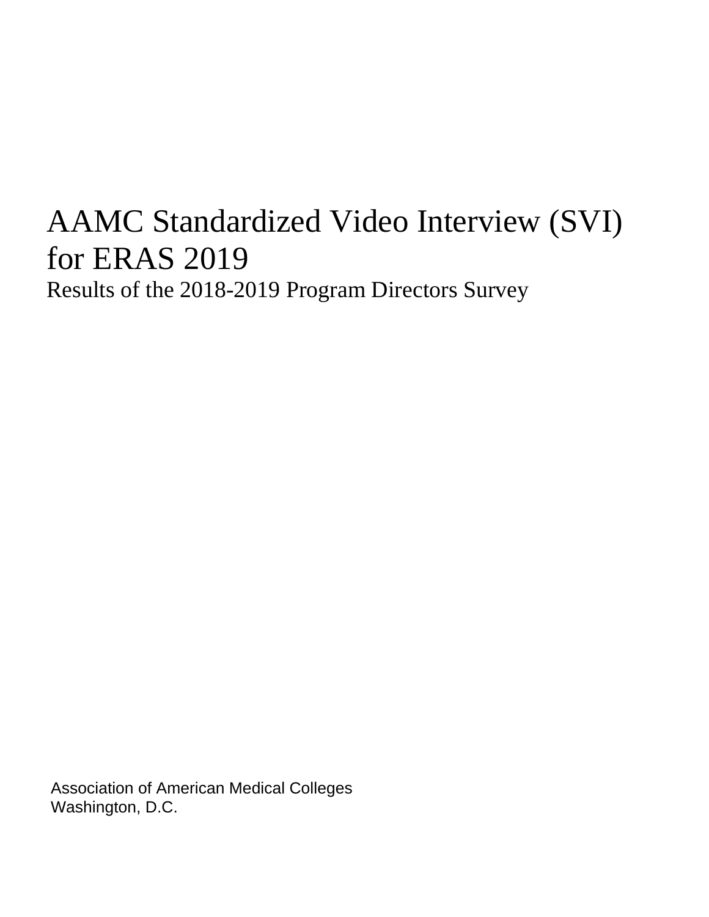# AAMC Standardized Video Interview (SVI) for ERAS 2019

Results of the 2018-2019 Program Directors Survey

Association of American Medical Colleges
Washington, D.C.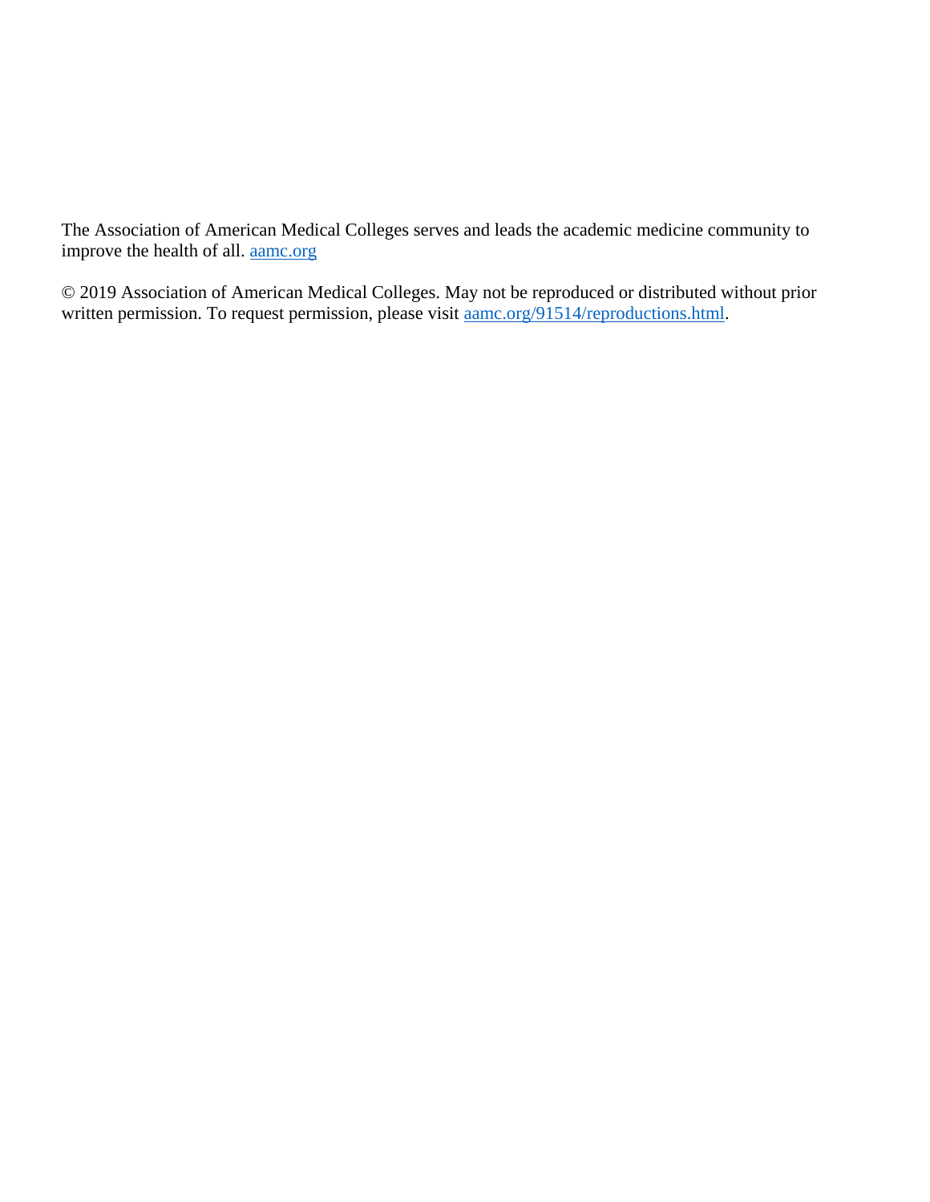The Association of American Medical Colleges serves and leads the academic medicine community to improve the health of all. [aamc.org](aamc.org)

© 2019 Association of American Medical Colleges. May not be reproduced or distributed without prior written permission. To request permission, please visit [aamc.org/91514/reproductions.html](aamc.org/91514/reproductions.html).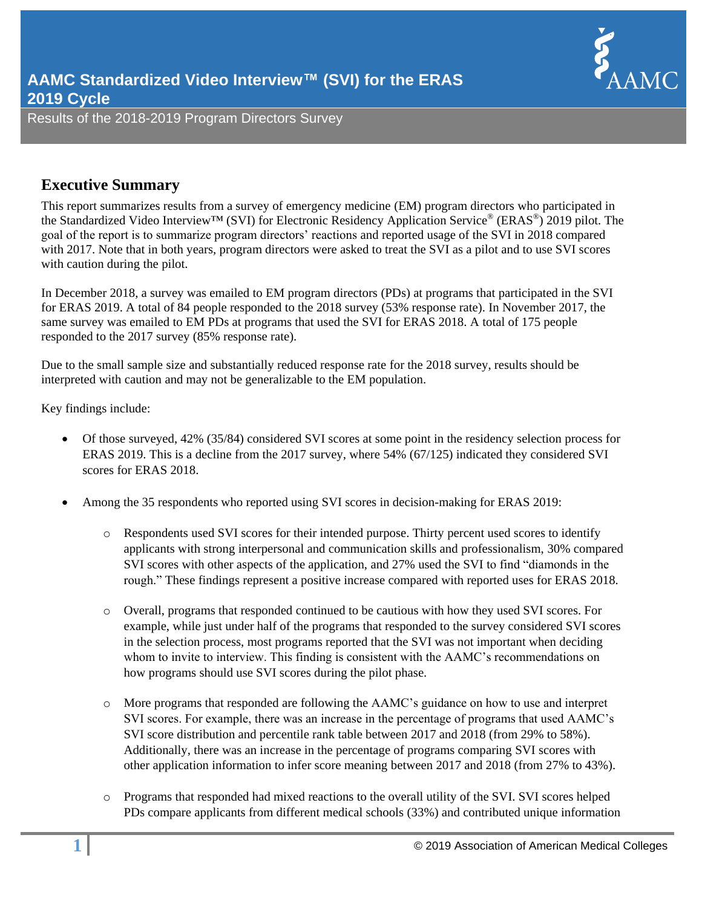# AAMC Standardized Video Interview™ (SVI) for the ERAS 2019 Cycle

Results of the 2018-2019 Program Directors Survey

## Executive Summary

This report summarizes results from a survey of emergency medicine (EM) program directors who participated in the Standardized Video Interview™ (SVI) for Electronic Residency Application Service® (ERAS®) 2019 pilot. The goal of the report is to summarize program directors' reactions and reported usage of the SVI in 2018 compared with 2017. Note that in both years, program directors were asked to treat the SVI as a pilot and to use SVI scores with caution during the pilot.

In December 2018, a survey was emailed to EM program directors (PDs) at programs that participated in the SVI for ERAS 2019. A total of 84 people responded to the 2018 survey (53% response rate). In November 2017, the same survey was emailed to EM PDs at programs that used the SVI for ERAS 2018. A total of 175 people responded to the 2017 survey (85% response rate).

Due to the small sample size and substantially reduced response rate for the 2018 survey, results should be interpreted with caution and may not be generalizable to the EM population.

Key findings include:

- Of those surveyed, 42% (35/84) considered SVI scores at some point in the residency selection process for ERAS 2019. This is a decline from the 2017 survey, where 54% (67/125) indicated they considered SVI scores for ERAS 2018.
- Among the 35 respondents who reported using SVI scores in decision-making for ERAS 2019:
  - Respondents used SVI scores for their intended purpose. Thirty percent used scores to identify applicants with strong interpersonal and communication skills and professionalism, 30% compared SVI scores with other aspects of the application, and 27% used the SVI to find "diamonds in the rough." These findings represent a positive increase compared with reported uses for ERAS 2018.
  - Overall, programs that responded continued to be cautious with how they used SVI scores. For example, while just under half of the programs that responded to the survey considered SVI scores in the selection process, most programs reported that the SVI was not important when deciding whom to invite to interview. This finding is consistent with the AAMC's recommendations on how programs should use SVI scores during the pilot phase.
  - More programs that responded are following the AAMC's guidance on how to use and interpret SVI scores. For example, there was an increase in the percentage of programs that used AAMC's SVI score distribution and percentile rank table between 2017 and 2018 (from 29% to 58%). Additionally, there was an increase in the percentage of programs comparing SVI scores with other application information to infer score meaning between 2017 and 2018 (from 27% to 43%).
  - Programs that responded had mixed reactions to the overall utility of the SVI. SVI scores helped PDs compare applicants from different medical schools (33%) and contributed unique information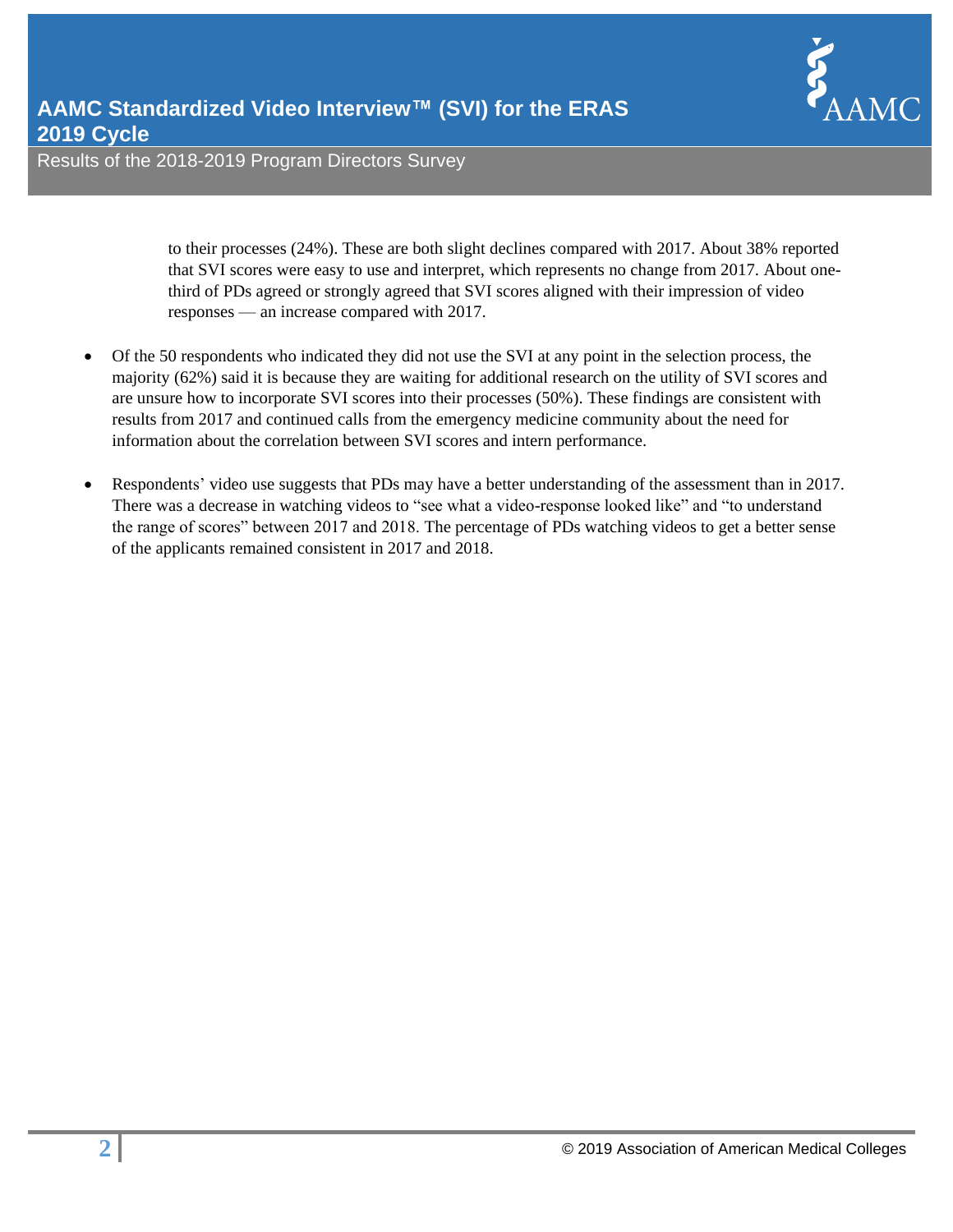to their processes (24%). These are both slight declines compared with 2017. About 38% reported that SVI scores were easy to use and interpret, which represents no change from 2017. About one-third of PDs agreed or strongly agreed that SVI scores aligned with their impression of video responses — an increase compared with 2017.

- Of the 50 respondents who indicated they did not use the SVI at any point in the selection process, the majority (62%) said it is because they are waiting for additional research on the utility of SVI scores and are unsure how to incorporate SVI scores into their processes (50%). These findings are consistent with results from 2017 and continued calls from the emergency medicine community about the need for information about the correlation between SVI scores and intern performance.

- Respondents' video use suggests that PDs may have a better understanding of the assessment than in 2017. There was a decrease in watching videos to "see what a video-response looked like" and "to understand the range of scores" between 2017 and 2018. The percentage of PDs watching videos to get a better sense of the applicants remained consistent in 2017 and 2018.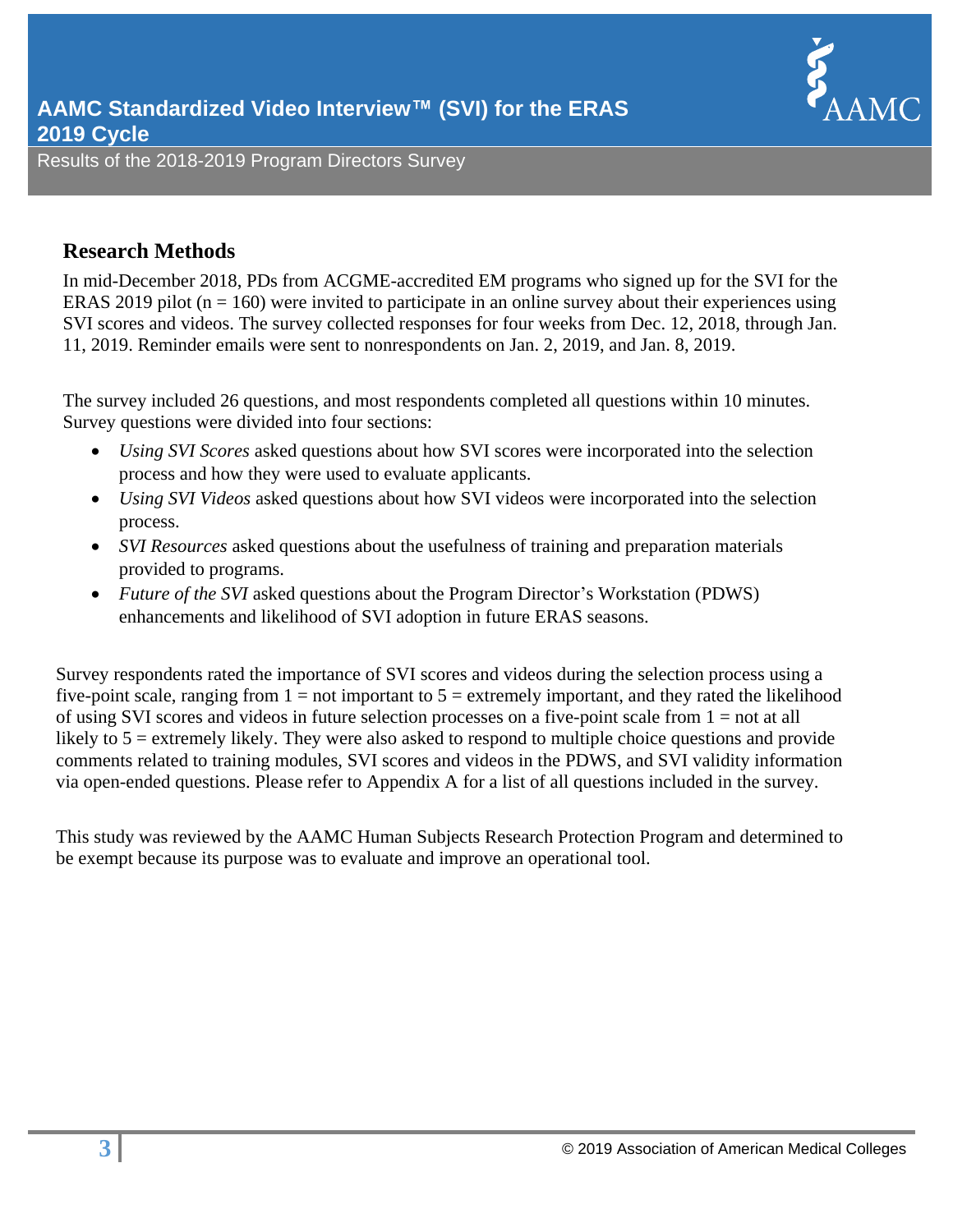## Research Methods

In mid-December 2018, PDs from ACGME-accredited EM programs who signed up for the SVI for the ERAS 2019 pilot (n = 160) were invited to participate in an online survey about their experiences using SVI scores and videos. The survey collected responses for four weeks from Dec. 12, 2018, through Jan. 11, 2019. Reminder emails were sent to nonrespondents on Jan. 2, 2019, and Jan. 8, 2019.

The survey included 26 questions, and most respondents completed all questions within 10 minutes. Survey questions were divided into four sections:

- *Using SVI Scores* asked questions about how SVI scores were incorporated into the selection process and how they were used to evaluate applicants.
- *Using SVI Videos* asked questions about how SVI videos were incorporated into the selection process.
- *SVI Resources* asked questions about the usefulness of training and preparation materials provided to programs.
- *Future of the SVI* asked questions about the Program Director's Workstation (PDWS) enhancements and likelihood of SVI adoption in future ERAS seasons.

Survey respondents rated the importance of SVI scores and videos during the selection process using a five-point scale, ranging from 1 = not important to 5 = extremely important, and they rated the likelihood of using SVI scores and videos in future selection processes on a five-point scale from 1 = not at all likely to 5 = extremely likely. They were also asked to respond to multiple choice questions and provide comments related to training modules, SVI scores and videos in the PDWS, and SVI validity information via open-ended questions. Please refer to Appendix A for a list of all questions included in the survey.

This study was reviewed by the AAMC Human Subjects Research Protection Program and determined to be exempt because its purpose was to evaluate and improve an operational tool.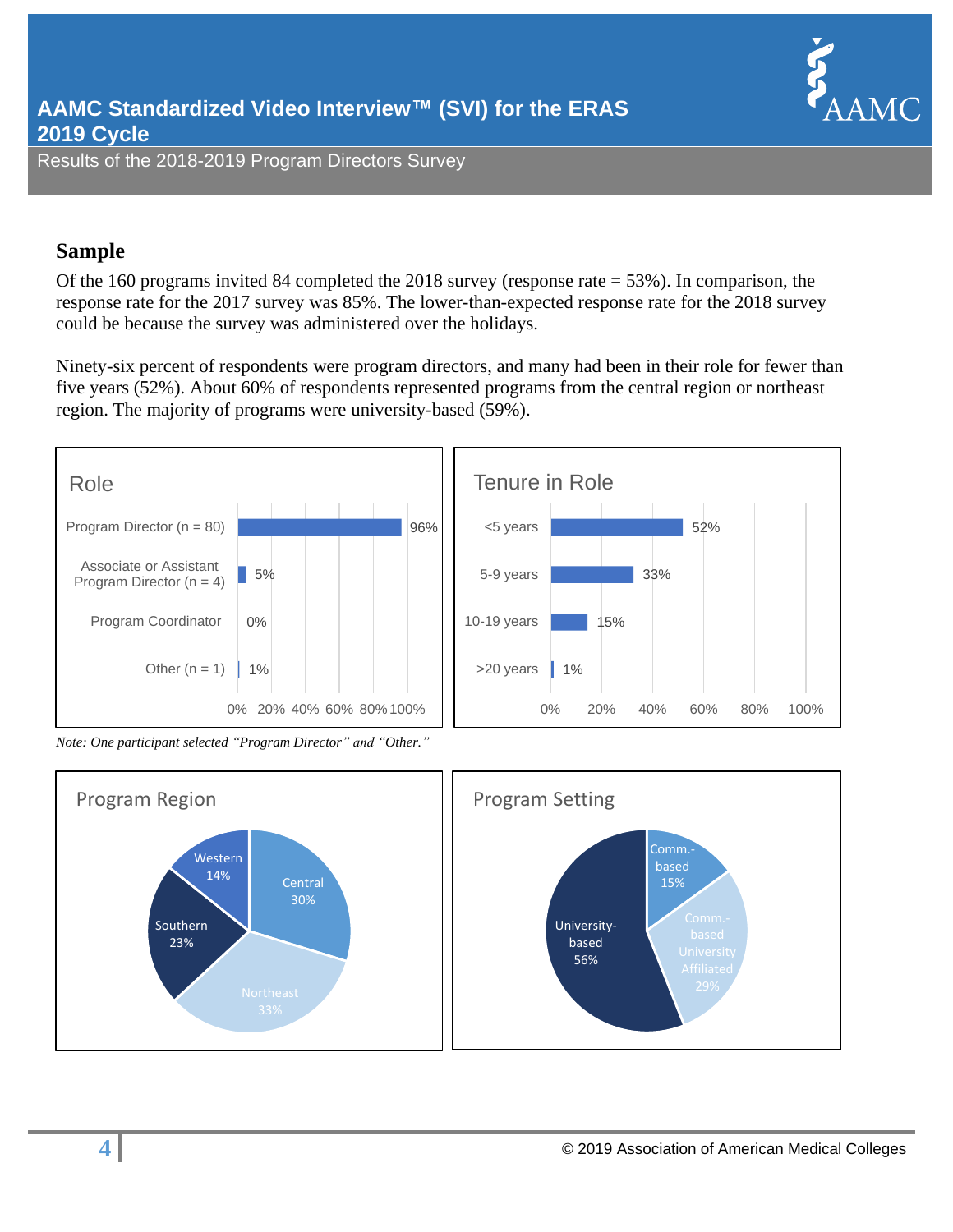# AAMC Standardized Video Interview™ (SVI) for the ERAS 2019 Cycle

Results of the 2018-2019 Program Directors Survey

## Sample

Of the 160 programs invited 84 completed the 2018 survey (response rate = 53%). In comparison, the response rate for the 2017 survey was 85%. The lower-than-expected response rate for the 2018 survey could be because the survey was administered over the holidays.

Ninety-six percent of respondents were program directors, and many had been in their role for fewer than five years (52%). About 60% of respondents represented programs from the central region or northeast region. The majority of programs were university-based (59%).

**Role**

| Role | Percent |
|---|---|
| Program Director (n = 80) | 96% |
| Associate or Assistant Program Director (n = 4) | 5% |
| Program Coordinator | 0% |
| Other (n = 1) | 1% |

**Tenure in Role**

| Tenure | Percent |
|---|---|
| <5 years | 52% |
| 5-9 years | 33% |
| 10-19 years | 15% |
| >20 years | 1% |

*Note: One participant selected "Program Director" and "Other."*

**Program Region**

| Region | Percent |
|---|---|
| Central | 30% |
| Northeast | 33% |
| Southern | 23% |
| Western | 14% |

**Program Setting**

| Setting | Percent |
|---|---|
| Comm.-based | 15% |
| Comm.-based University Affiliated | 29% |
| University-based | 56% |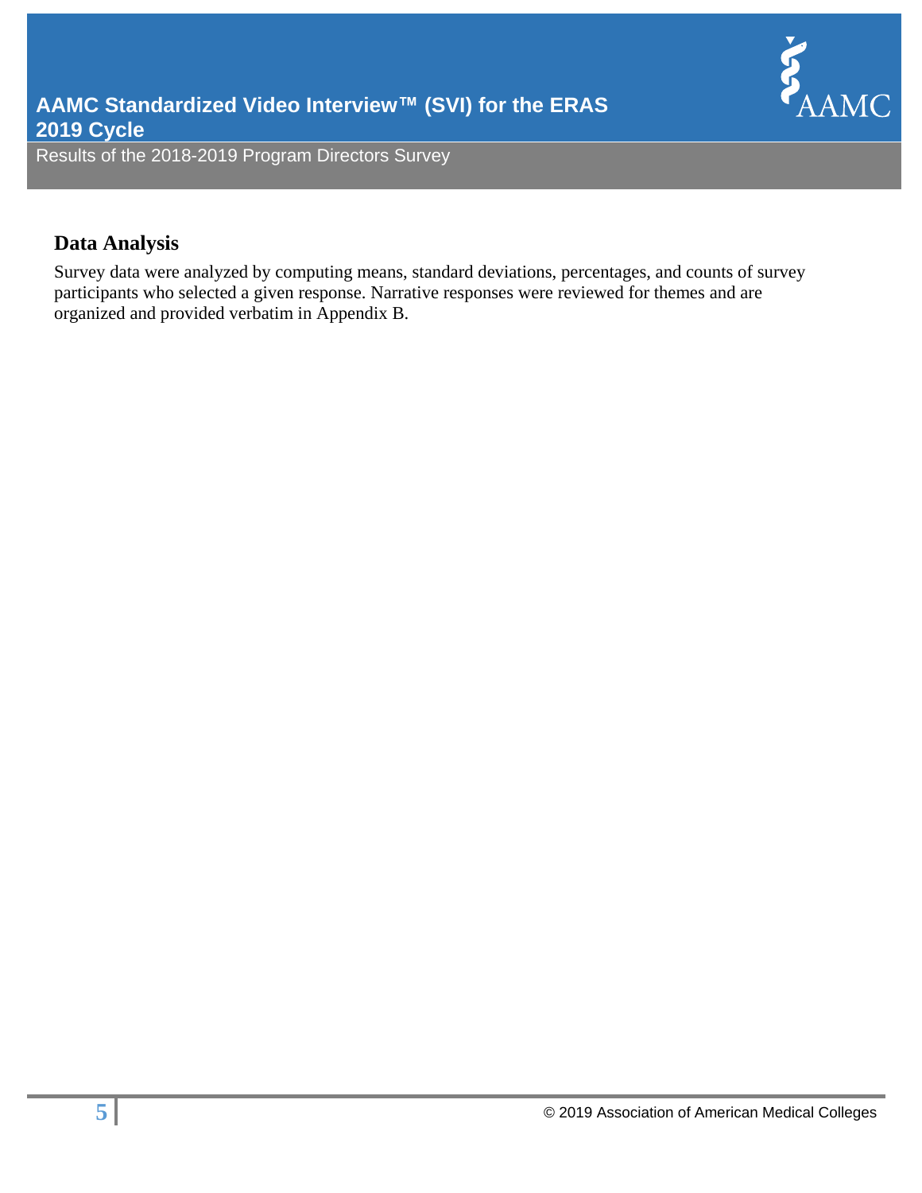## Data Analysis

Survey data were analyzed by computing means, standard deviations, percentages, and counts of survey participants who selected a given response. Narrative responses were reviewed for themes and are organized and provided verbatim in Appendix B.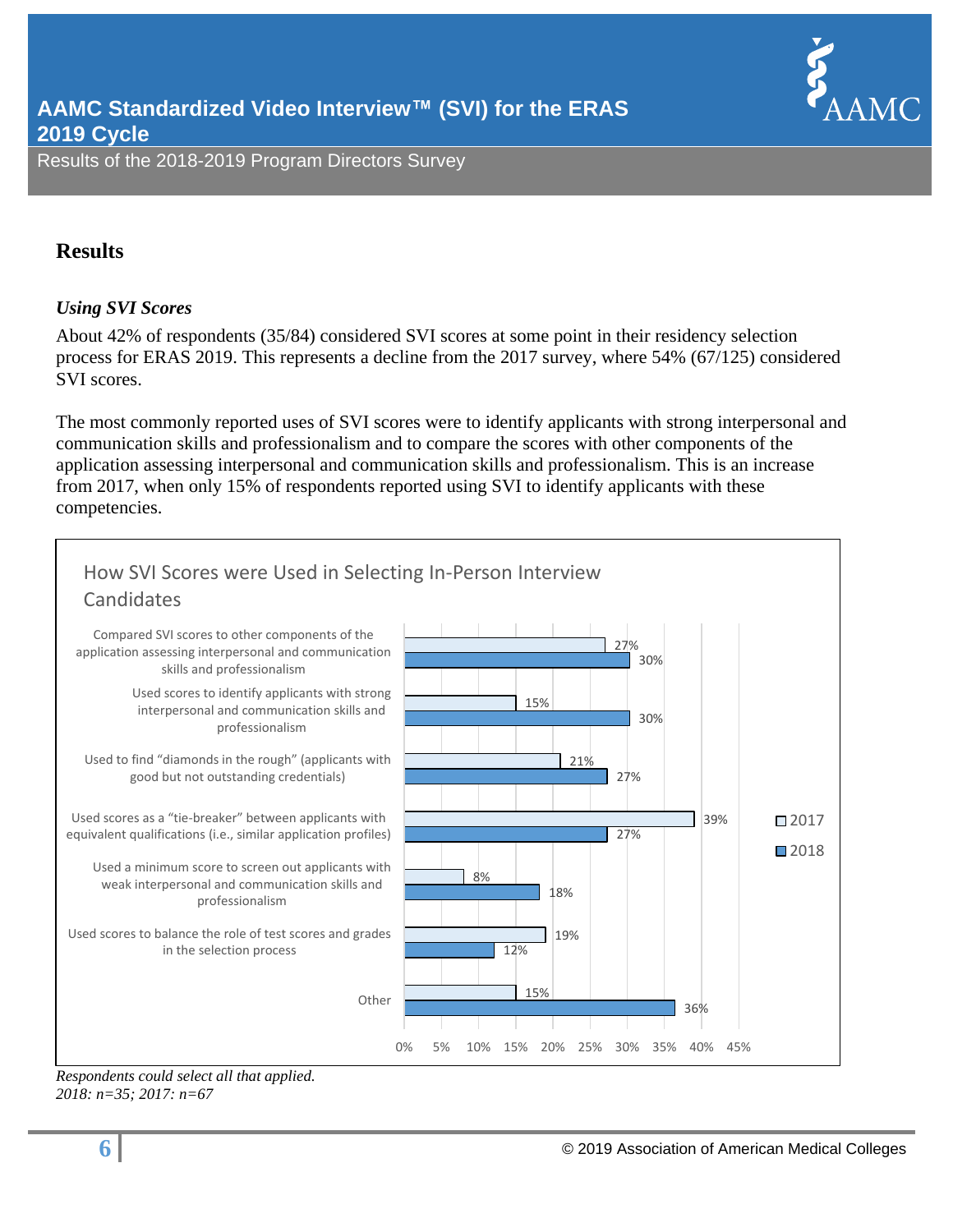## Results

### *Using SVI Scores*

About 42% of respondents (35/84) considered SVI scores at some point in their residency selection process for ERAS 2019. This represents a decline from the 2017 survey, where 54% (67/125) considered SVI scores.

The most commonly reported uses of SVI scores were to identify applicants with strong interpersonal and communication skills and professionalism and to compare the scores with other components of the application assessing interpersonal and communication skills and professionalism. This is an increase from 2017, when only 15% of respondents reported using SVI to identify applicants with these competencies.

**How SVI Scores were Used in Selecting In-Person Interview Candidates**

| Use | 2017 | 2018 |
| --- | --- | --- |
| Compared SVI scores to other components of the application assessing interpersonal and communication skills and professionalism | 27% | 30% |
| Used scores to identify applicants with strong interpersonal and communication skills and professionalism | 15% | 30% |
| Used to find "diamonds in the rough" (applicants with good but not outstanding credentials) | 21% | 27% |
| Used scores as a "tie-breaker" between applicants with equivalent qualifications (i.e., similar application profiles) | 39% | 27% |
| Used a minimum score to screen out applicants with weak interpersonal and communication skills and professionalism | 8% | 18% |
| Used scores to balance the role of test scores and grades in the selection process | 19% | 12% |
| Other | 15% | 36% |

*Respondents could select all that applied.*
*2018: n=35; 2017: n=67*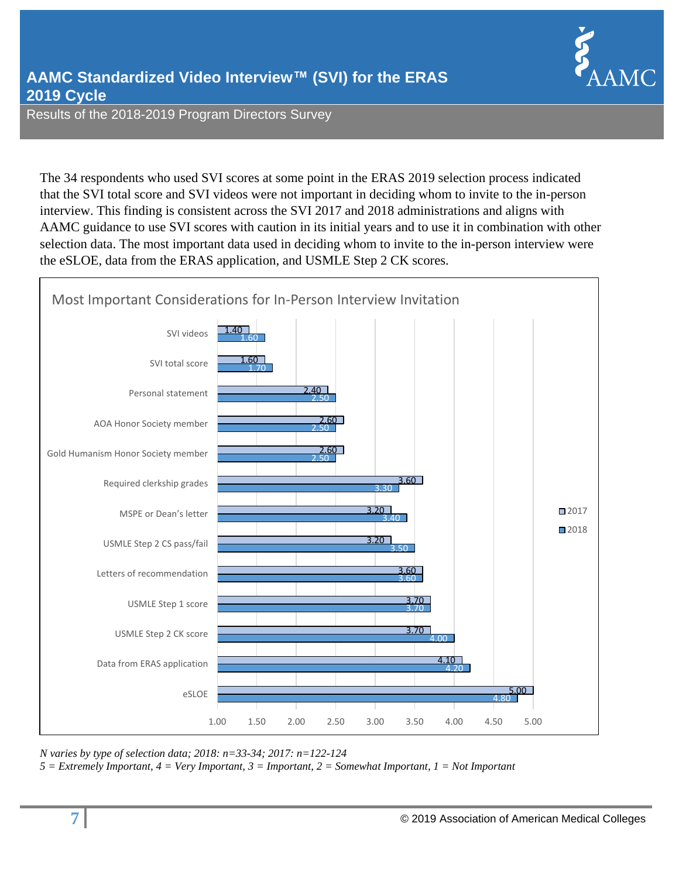# AAMC Standardized Video Interview™ (SVI) for the ERAS 2019 Cycle

Results of the 2018-2019 Program Directors Survey

The 34 respondents who used SVI scores at some point in the ERAS 2019 selection process indicated that the SVI total score and SVI videos were not important in deciding whom to invite to the in-person interview. This finding is consistent across the SVI 2017 and 2018 administrations and aligns with AAMC guidance to use SVI scores with caution in its initial years and to use it in combination with other selection data. The most important data used in deciding whom to invite to the in-person interview were the eSLOE, data from the ERAS application, and USMLE Step 2 CK scores.

**Most Important Considerations for In-Person Interview Invitation**

| Consideration | 2017 | 2018 |
|---|---|---|
| SVI videos | 1.40 | 1.60 |
| SVI total score | 1.60 | 1.70 |
| Personal statement | 2.40 | 2.50 |
| AOA Honor Society member | 2.60 | 2.50 |
| Gold Humanism Honor Society member | 2.60 | 2.50 |
| Required clerkship grades | 3.60 | 3.30 |
| MSPE or Dean's letter | 3.20 | 3.40 |
| USMLE Step 2 CS pass/fail | 3.20 | 3.50 |
| Letters of recommendation | 3.60 | 3.60 |
| USMLE Step 1 score | 3.70 | 3.70 |
| USMLE Step 2 CK score | 3.70 | 4.00 |
| Data from ERAS application | 4.10 | 4.20 |
| eSLOE | 5.00 | 4.80 |

*N varies by type of selection data; 2018: n=33-34; 2017: n=122-124*
*5 = Extremely Important, 4 = Very Important, 3 = Important, 2 = Somewhat Important, 1 = Not Important*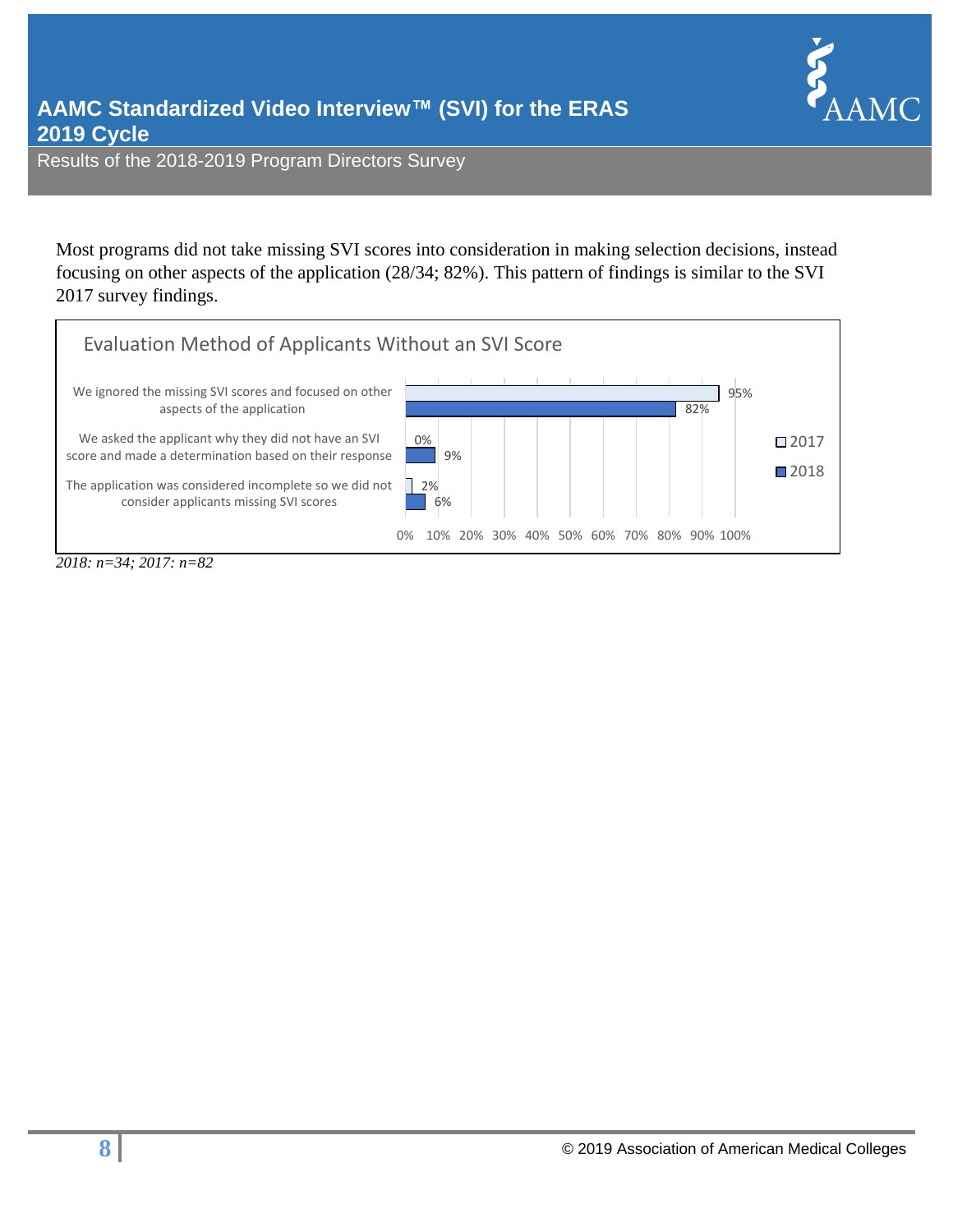Most programs did not take missing SVI scores into consideration in making selection decisions, instead focusing on other aspects of the application (28/34; 82%). This pattern of findings is similar to the SVI 2017 survey findings.

**Evaluation Method of Applicants Without an SVI Score**

| Evaluation Method | 2017 | 2018 |
|---|---|---|
| We ignored the missing SVI scores and focused on other aspects of the application | 95% | 82% |
| We asked the applicant why they did not have an SVI score and made a determination based on their response | 0% | 9% |
| The application was considered incomplete so we did not consider applicants missing SVI scores | 2% | 6% |

*2018: n=34; 2017: n=82*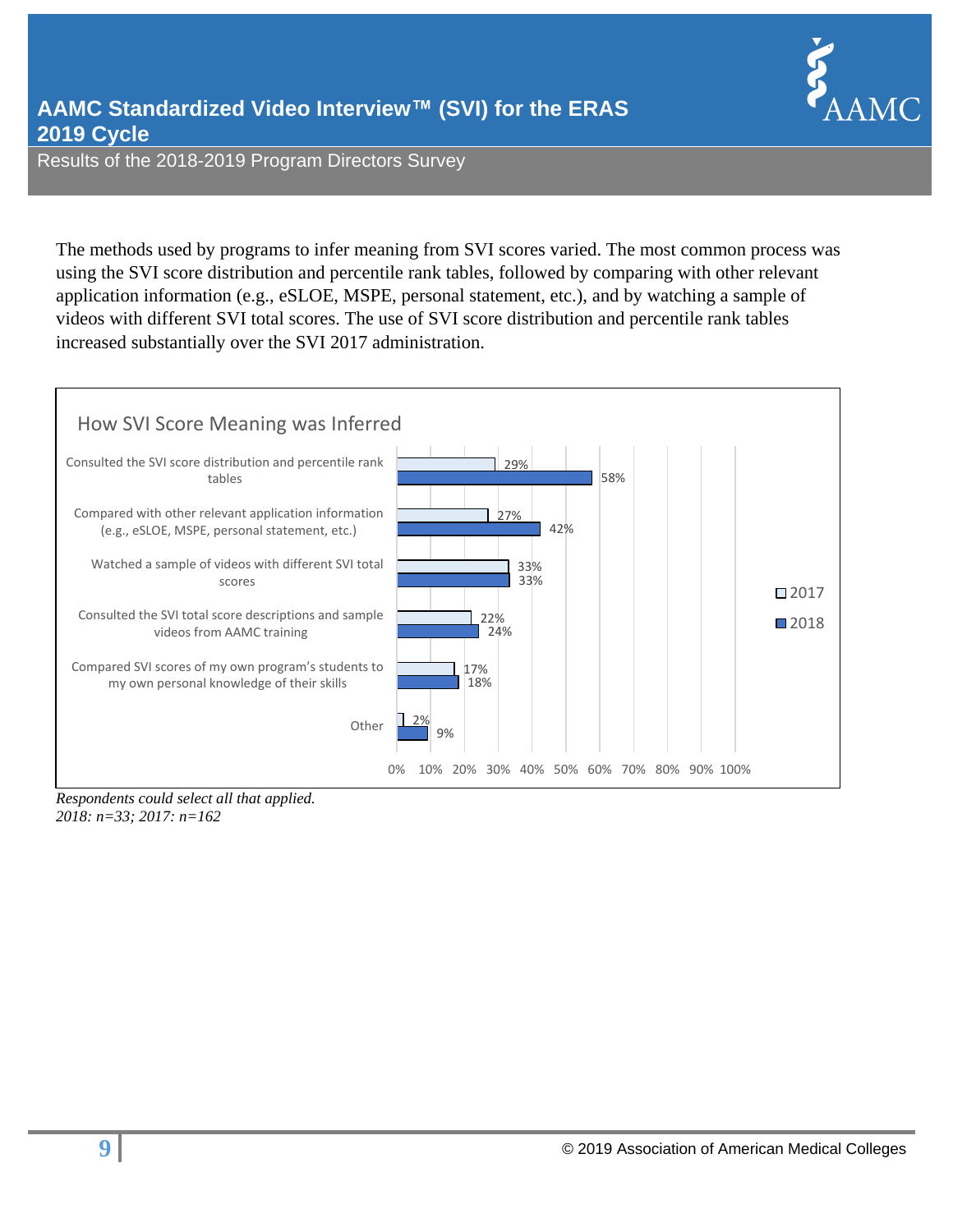The methods used by programs to infer meaning from SVI scores varied. The most common process was using the SVI score distribution and percentile rank tables, followed by comparing with other relevant application information (e.g., eSLOE, MSPE, personal statement, etc.), and by watching a sample of videos with different SVI total scores. The use of SVI score distribution and percentile rank tables increased substantially over the SVI 2017 administration.

**How SVI Score Meaning was Inferred**

| Method | 2017 | 2018 |
|---|---|---|
| Consulted the SVI score distribution and percentile rank tables | 29% | 58% |
| Compared with other relevant application information (e.g., eSLOE, MSPE, personal statement, etc.) | 27% | 42% |
| Watched a sample of videos with different SVI total scores | 33% | 33% |
| Consulted the SVI total score descriptions and sample videos from AAMC training | 22% | 24% |
| Compared SVI scores of my own program's students to my own personal knowledge of their skills | 17% | 18% |
| Other | 2% | 9% |

*Respondents could select all that applied.*
*2018: n=33; 2017: n=162*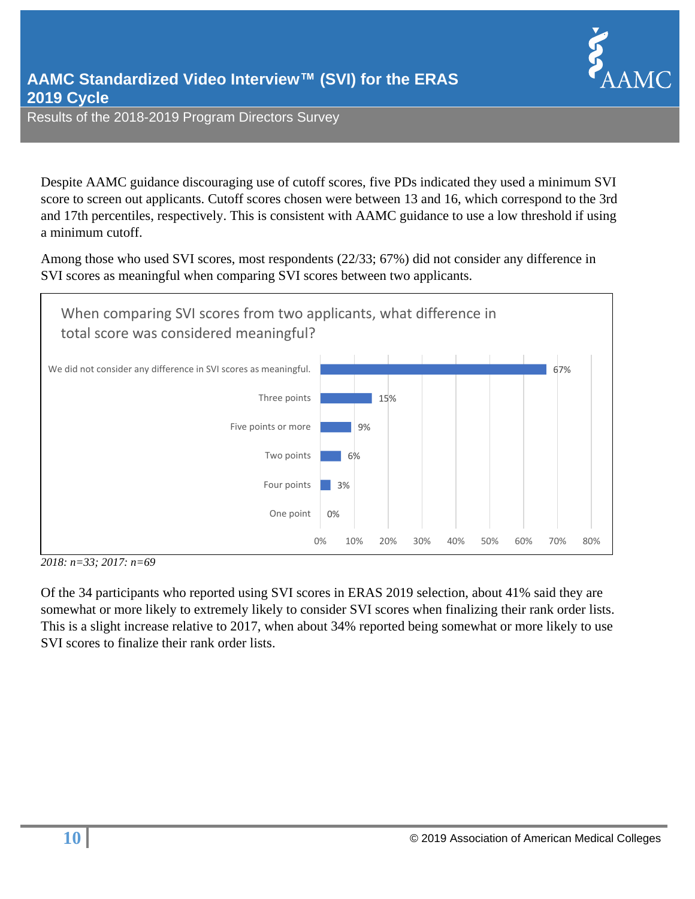Despite AAMC guidance discouraging use of cutoff scores, five PDs indicated they used a minimum SVI score to screen out applicants. Cutoff scores chosen were between 13 and 16, which correspond to the 3rd and 17th percentiles, respectively. This is consistent with AAMC guidance to use a low threshold if using a minimum cutoff.

Among those who used SVI scores, most respondents (22/33; 67%) did not consider any difference in SVI scores as meaningful when comparing SVI scores between two applicants.

**When comparing SVI scores from two applicants, what difference in total score was considered meaningful?**

| Response | Percent |
|---|---|
| We did not consider any difference in SVI scores as meaningful. | 67% |
| Three points | 15% |
| Five points or more | 9% |
| Two points | 6% |
| Four points | 3% |
| One point | 0% |

*2018: n=33; 2017: n=69*

Of the 34 participants who reported using SVI scores in ERAS 2019 selection, about 41% said they are somewhat or more likely to extremely likely to consider SVI scores when finalizing their rank order lists. This is a slight increase relative to 2017, when about 34% reported being somewhat or more likely to use SVI scores to finalize their rank order lists.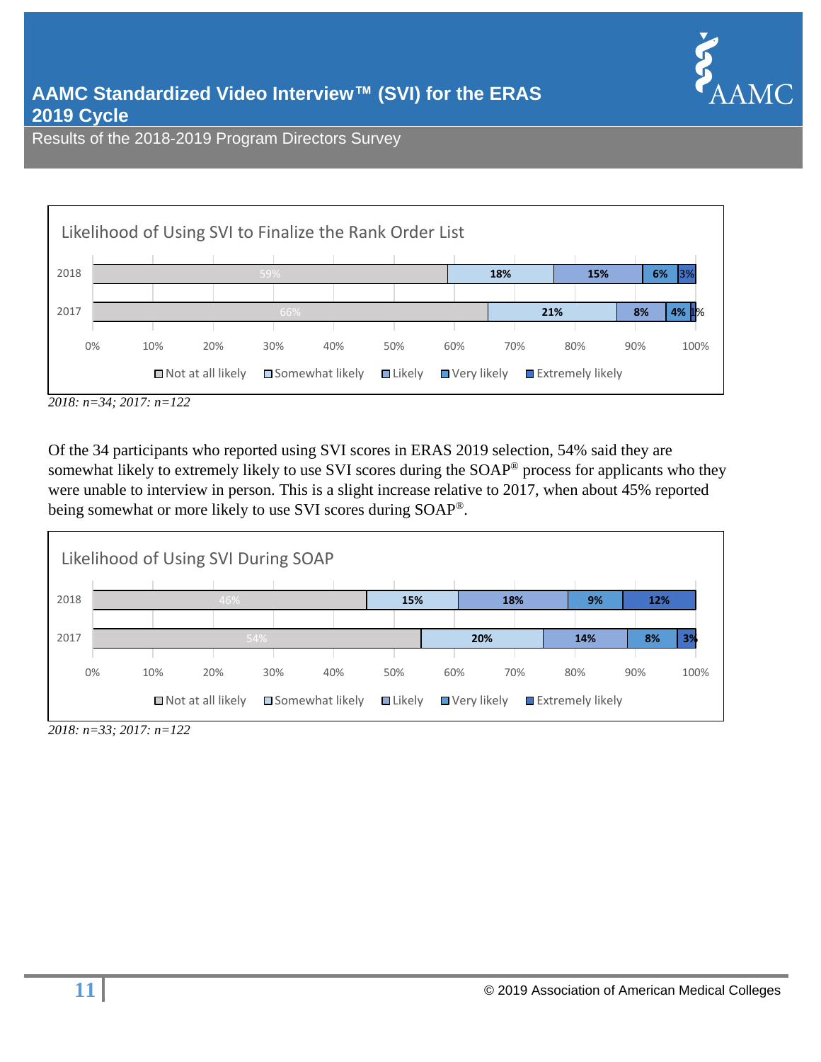### Likelihood of Using SVI to Finalize the Rank Order List

| Year | Not at all likely | Somewhat likely | Likely | Very likely | Extremely likely |
|---|---|---|---|---|---|
| 2018 | 59% | 18% | 15% | 6% | 3% |
| 2017 | 66% | 21% | 8% | 4% | 1% |

*2018: n=34; 2017: n=122*

Of the 34 participants who reported using SVI scores in ERAS 2019 selection, 54% said they are somewhat likely to extremely likely to use SVI scores during the SOAP® process for applicants who they were unable to interview in person. This is a slight increase relative to 2017, when about 45% reported being somewhat or more likely to use SVI scores during SOAP®.

### Likelihood of Using SVI During SOAP

| Year | Not at all likely | Somewhat likely | Likely | Very likely | Extremely likely |
|---|---|---|---|---|---|
| 2018 | 46% | 15% | 18% | 9% | 12% |
| 2017 | 54% | 20% | 14% | 8% | 3% |

*2018: n=33; 2017: n=122*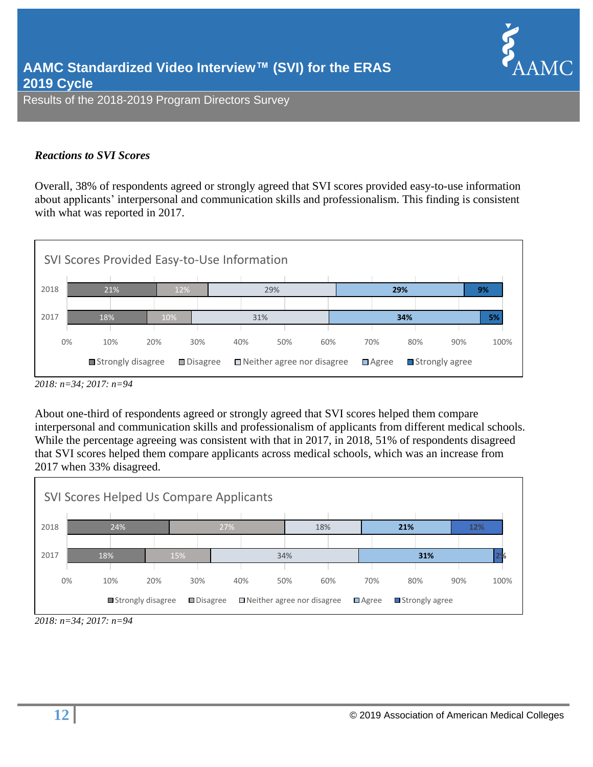### *Reactions to SVI Scores*

Overall, 38% of respondents agreed or strongly agreed that SVI scores provided easy-to-use information about applicants' interpersonal and communication skills and professionalism. This finding is consistent with what was reported in 2017.

**SVI Scores Provided Easy-to-Use Information**

| Year | Strongly disagree | Disagree | Neither agree nor disagree | Agree | Strongly agree |
|---|---|---|---|---|---|
| 2018 | 21% | 12% | 29% | 29% | 9% |
| 2017 | 18% | 10% | 31% | 34% | 5% |

*2018: n=34; 2017: n=94*

About one-third of respondents agreed or strongly agreed that SVI scores helped them compare interpersonal and communication skills and professionalism of applicants from different medical schools. While the percentage agreeing was consistent with that in 2017, in 2018, 51% of respondents disagreed that SVI scores helped them compare applicants across medical schools, which was an increase from 2017 when 33% disagreed.

**SVI Scores Helped Us Compare Applicants**

| Year | Strongly disagree | Disagree | Neither agree nor disagree | Agree | Strongly agree |
|---|---|---|---|---|---|
| 2018 | 24% | 27% | 18% | 21% | 12% |
| 2017 | 18% | 15% | 34% | 31% | 2% |

*2018: n=34; 2017: n=94*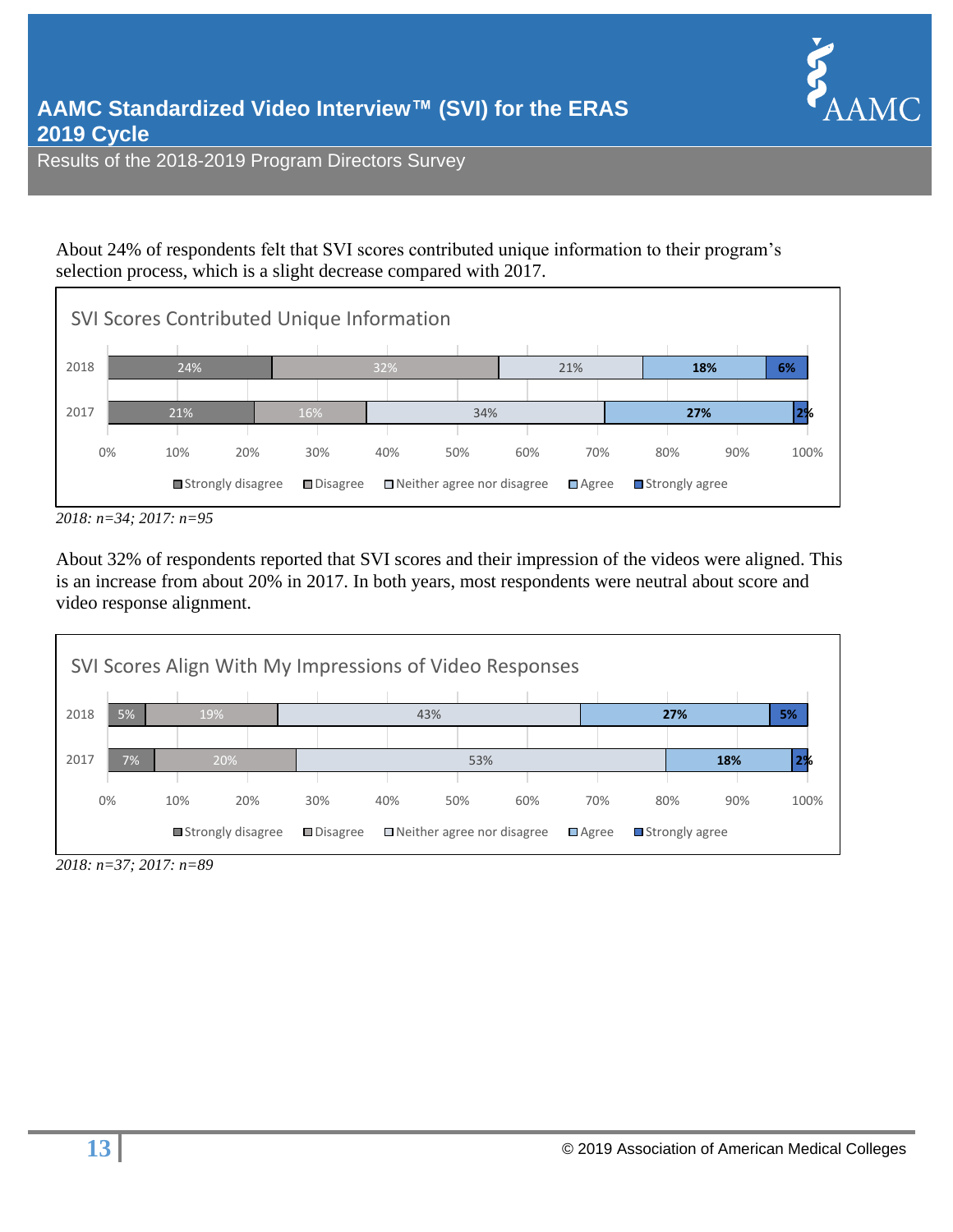About 24% of respondents felt that SVI scores contributed unique information to their program's selection process, which is a slight decrease compared with 2017.

**SVI Scores Contributed Unique Information**

| Year | Strongly disagree | Disagree | Neither agree nor disagree | Agree | Strongly agree |
|---|---|---|---|---|---|
| 2018 | 24% | 32% | 21% | 18% | 6% |
| 2017 | 21% | 16% | 34% | 27% | 2% |

*2018: n=34; 2017: n=95*

About 32% of respondents reported that SVI scores and their impression of the videos were aligned. This is an increase from about 20% in 2017. In both years, most respondents were neutral about score and video response alignment.

**SVI Scores Align With My Impressions of Video Responses**

| Year | Strongly disagree | Disagree | Neither agree nor disagree | Agree | Strongly agree |
|---|---|---|---|---|---|
| 2018 | 5% | 19% | 43% | 27% | 5% |
| 2017 | 7% | 20% | 53% | 18% | 2% |

*2018: n=37; 2017: n=89*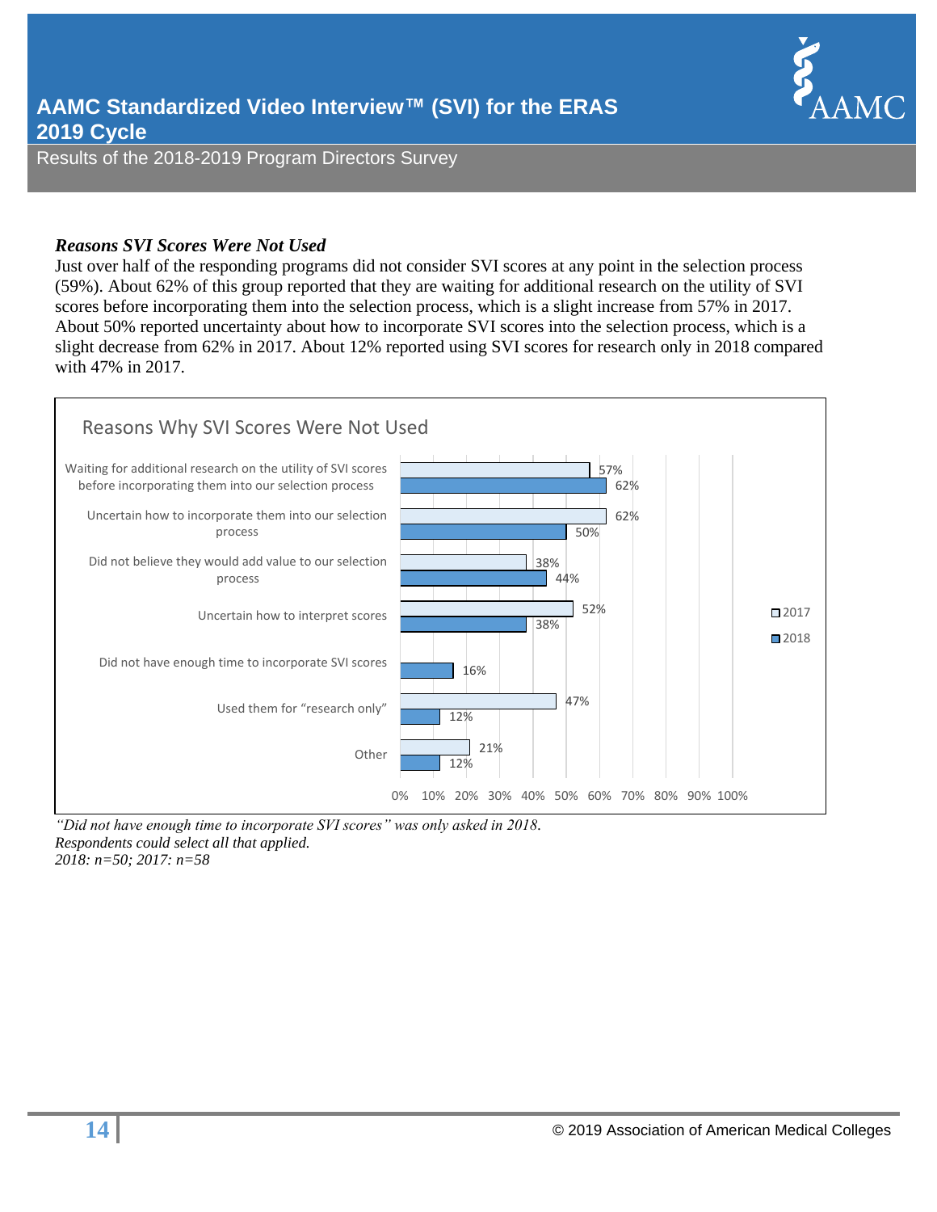### *Reasons SVI Scores Were Not Used*

Just over half of the responding programs did not consider SVI scores at any point in the selection process (59%). About 62% of this group reported that they are waiting for additional research on the utility of SVI scores before incorporating them into the selection process, which is a slight increase from 57% in 2017. About 50% reported uncertainty about how to incorporate SVI scores into the selection process, which is a slight decrease from 62% in 2017. About 12% reported using SVI scores for research only in 2018 compared with 47% in 2017.

**Reasons Why SVI Scores Were Not Used**

| Reason | 2017 | 2018 |
|---|---|---|
| Waiting for additional research on the utility of SVI scores before incorporating them into our selection process | 57% | 62% |
| Uncertain how to incorporate them into our selection process | 62% | 50% |
| Did not believe they would add value to our selection process | 38% | 44% |
| Uncertain how to interpret scores | 52% | 38% |
| Did not have enough time to incorporate SVI scores | | 16% |
| Used them for "research only" | 47% | 12% |
| Other | 21% | 12% |

*"Did not have enough time to incorporate SVI scores" was only asked in 2018.*
*Respondents could select all that applied.*
*2018: n=50; 2017: n=58*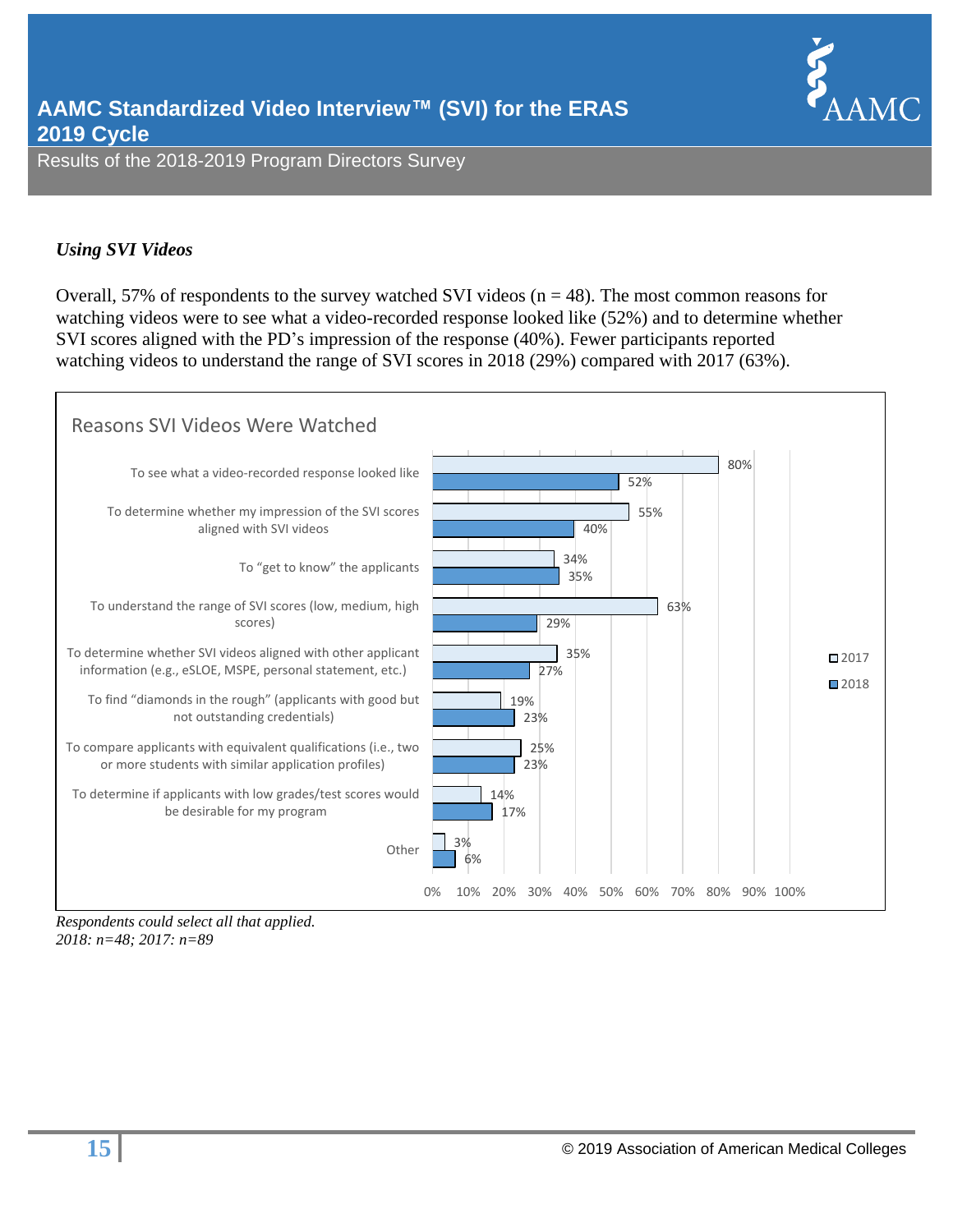### *Using SVI Videos*

Overall, 57% of respondents to the survey watched SVI videos (n = 48). The most common reasons for watching videos were to see what a video-recorded response looked like (52%) and to determine whether SVI scores aligned with the PD's impression of the response (40%). Fewer participants reported watching videos to understand the range of SVI scores in 2018 (29%) compared with 2017 (63%).

**Reasons SVI Videos Were Watched**

| Reason | 2017 | 2018 |
|---|---|---|
| To see what a video-recorded response looked like | 80% | 52% |
| To determine whether my impression of the SVI scores aligned with SVI videos | 55% | 40% |
| To "get to know" the applicants | 34% | 35% |
| To understand the range of SVI scores (low, medium, high scores) | 63% | 29% |
| To determine whether SVI videos aligned with other applicant information (e.g., eSLOE, MSPE, personal statement, etc.) | 35% | 27% |
| To find "diamonds in the rough" (applicants with good but not outstanding credentials) | 19% | 23% |
| To compare applicants with equivalent qualifications (i.e., two or more students with similar application profiles) | 25% | 23% |
| To determine if applicants with low grades/test scores would be desirable for my program | 14% | 17% |
| Other | 3% | 6% |

*Respondents could select all that applied.*
*2018: n=48; 2017: n=89*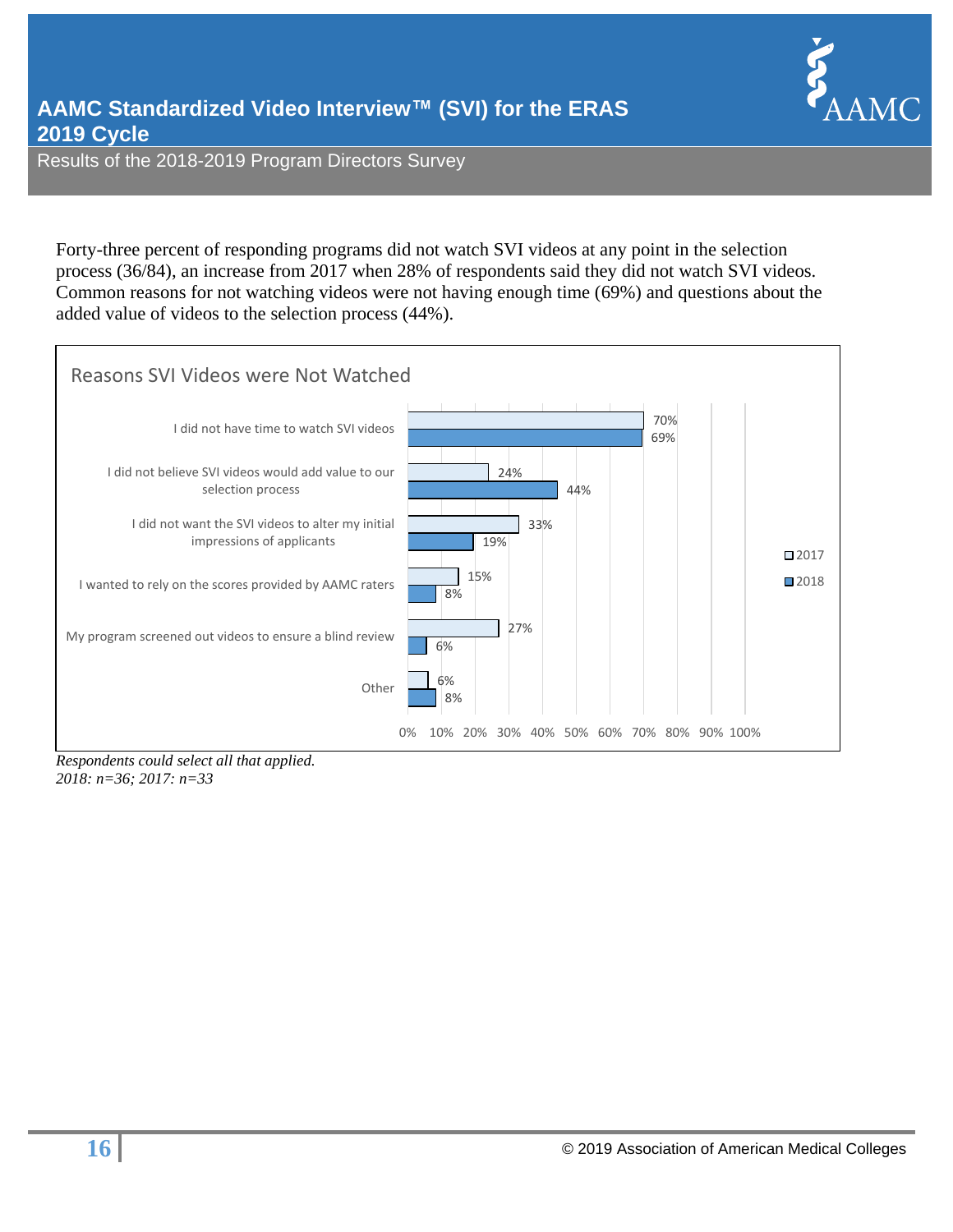Forty-three percent of responding programs did not watch SVI videos at any point in the selection process (36/84), an increase from 2017 when 28% of respondents said they did not watch SVI videos. Common reasons for not watching videos were not having enough time (69%) and questions about the added value of videos to the selection process (44%).

**Reasons SVI Videos were Not Watched**

| Reason | 2017 | 2018 |
| --- | --- | --- |
| I did not have time to watch SVI videos | 70% | 69% |
| I did not believe SVI videos would add value to our selection process | 24% | 44% |
| I did not want the SVI videos to alter my initial impressions of applicants | 33% | 19% |
| I wanted to rely on the scores provided by AAMC raters | 15% | 8% |
| My program screened out videos to ensure a blind review | 27% | 6% |
| Other | 6% | 8% |

*Respondents could select all that applied.*
*2018: n=36; 2017: n=33*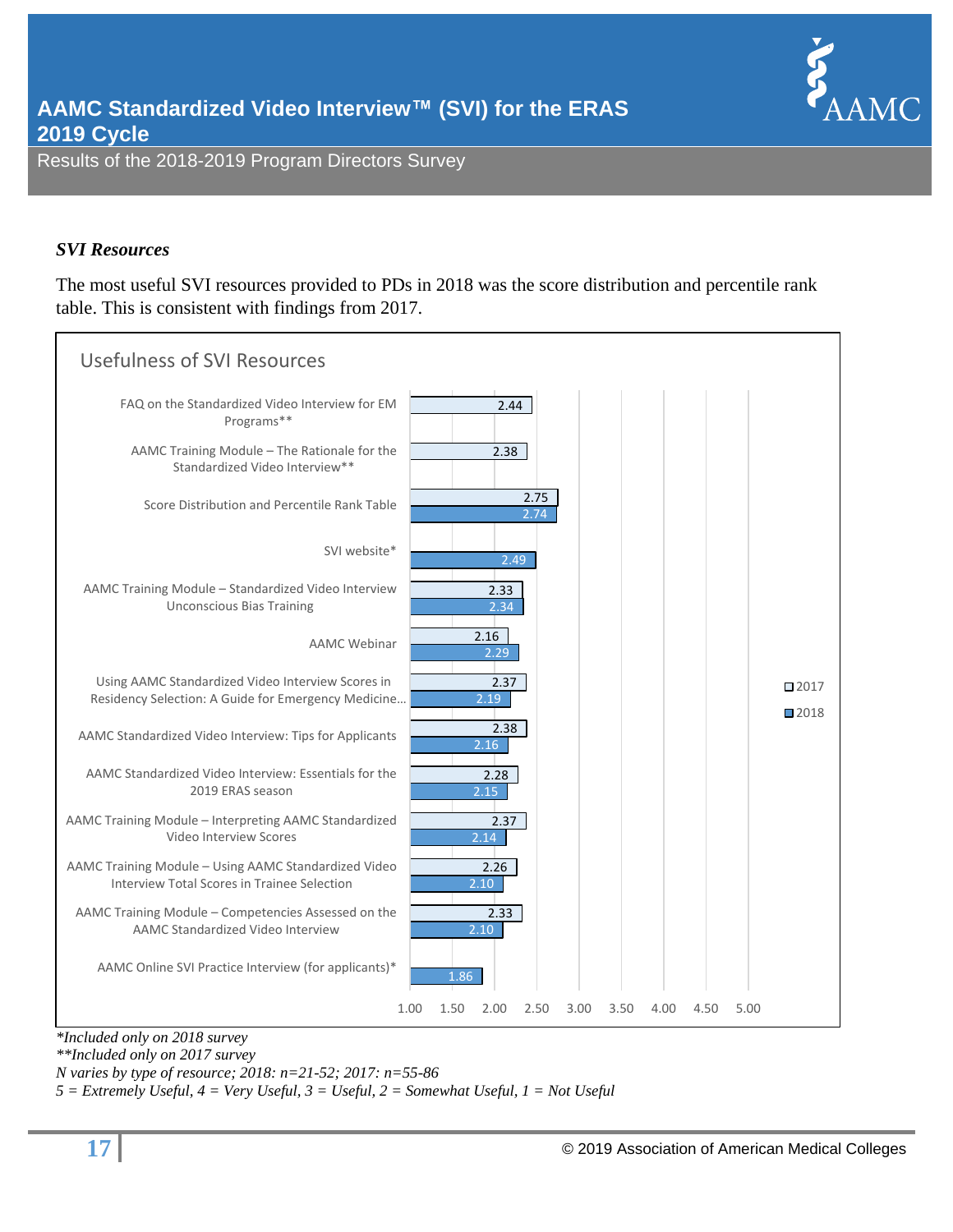### *SVI Resources*

The most useful SVI resources provided to PDs in 2018 was the score distribution and percentile rank table. This is consistent with findings from 2017.

**Usefulness of SVI Resources**

| Resource | 2017 | 2018 |
|---|---|---|
| FAQ on the Standardized Video Interview for EM Programs** | 2.44 | |
| AAMC Training Module – The Rationale for the Standardized Video Interview** | 2.38 | |
| Score Distribution and Percentile Rank Table | 2.75 | 2.74 |
| SVI website* | | 2.49 |
| AAMC Training Module – Standardized Video Interview Unconscious Bias Training | 2.33 | 2.34 |
| AAMC Webinar | 2.16 | 2.29 |
| Using AAMC Standardized Video Interview Scores in Residency Selection: A Guide for Emergency Medicine… | 2.37 | 2.19 |
| AAMC Standardized Video Interview: Tips for Applicants | 2.38 | 2.16 |
| AAMC Standardized Video Interview: Essentials for the 2019 ERAS season | 2.28 | 2.15 |
| AAMC Training Module – Interpreting AAMC Standardized Video Interview Scores | 2.37 | 2.14 |
| AAMC Training Module – Using AAMC Standardized Video Interview Total Scores in Trainee Selection | 2.26 | 2.10 |
| AAMC Training Module – Competencies Assessed on the AAMC Standardized Video Interview | 2.33 | 2.10 |
| AAMC Online SVI Practice Interview (for applicants)* | | 1.86 |

*\*Included only on 2018 survey*
*\*\*Included only on 2017 survey*
*N varies by type of resource; 2018: n=21-52; 2017: n=55-86*
*5 = Extremely Useful, 4 = Very Useful, 3 = Useful, 2 = Somewhat Useful, 1 = Not Useful*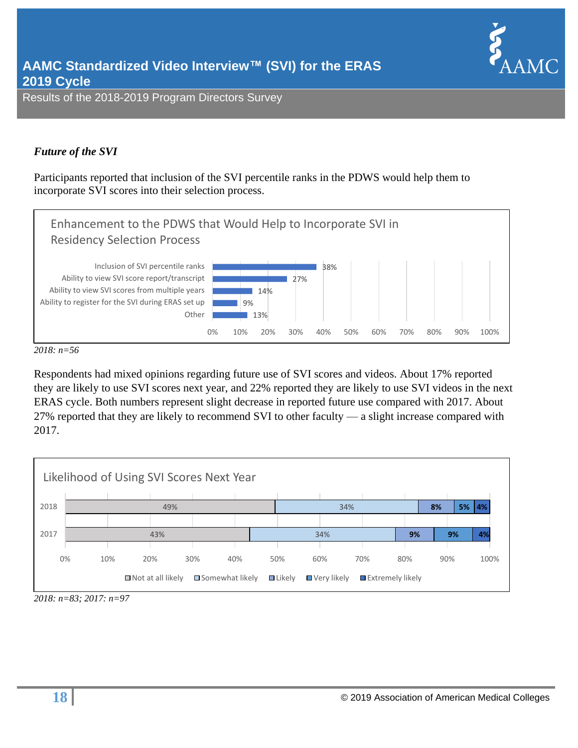### *Future of the SVI*

Participants reported that inclusion of the SVI percentile ranks in the PDWS would help them to incorporate SVI scores into their selection process.

**Enhancement to the PDWS that Would Help to Incorporate SVI in Residency Selection Process**

| Enhancement | % |
|---|---|
| Inclusion of SVI percentile ranks | 38% |
| Ability to view SVI score report/transcript | 27% |
| Ability to view SVI scores from multiple years | 14% |
| Ability to register for the SVI during ERAS set up | 9% |
| Other | 13% |

*2018: n=56*

Respondents had mixed opinions regarding future use of SVI scores and videos. About 17% reported they are likely to use SVI scores next year, and 22% reported they are likely to use SVI videos in the next ERAS cycle. Both numbers represent slight decrease in reported future use compared with 2017. About 27% reported that they are likely to recommend SVI to other faculty — a slight increase compared with 2017.

**Likelihood of Using SVI Scores Next Year**

| Year | Not at all likely | Somewhat likely | Likely | Very likely | Extremely likely |
|---|---|---|---|---|---|
| 2018 | 49% | 34% | 8% | 5% | 4% |
| 2017 | 43% | 34% | 9% | 9% | 4% |

*2018: n=83; 2017: n=97*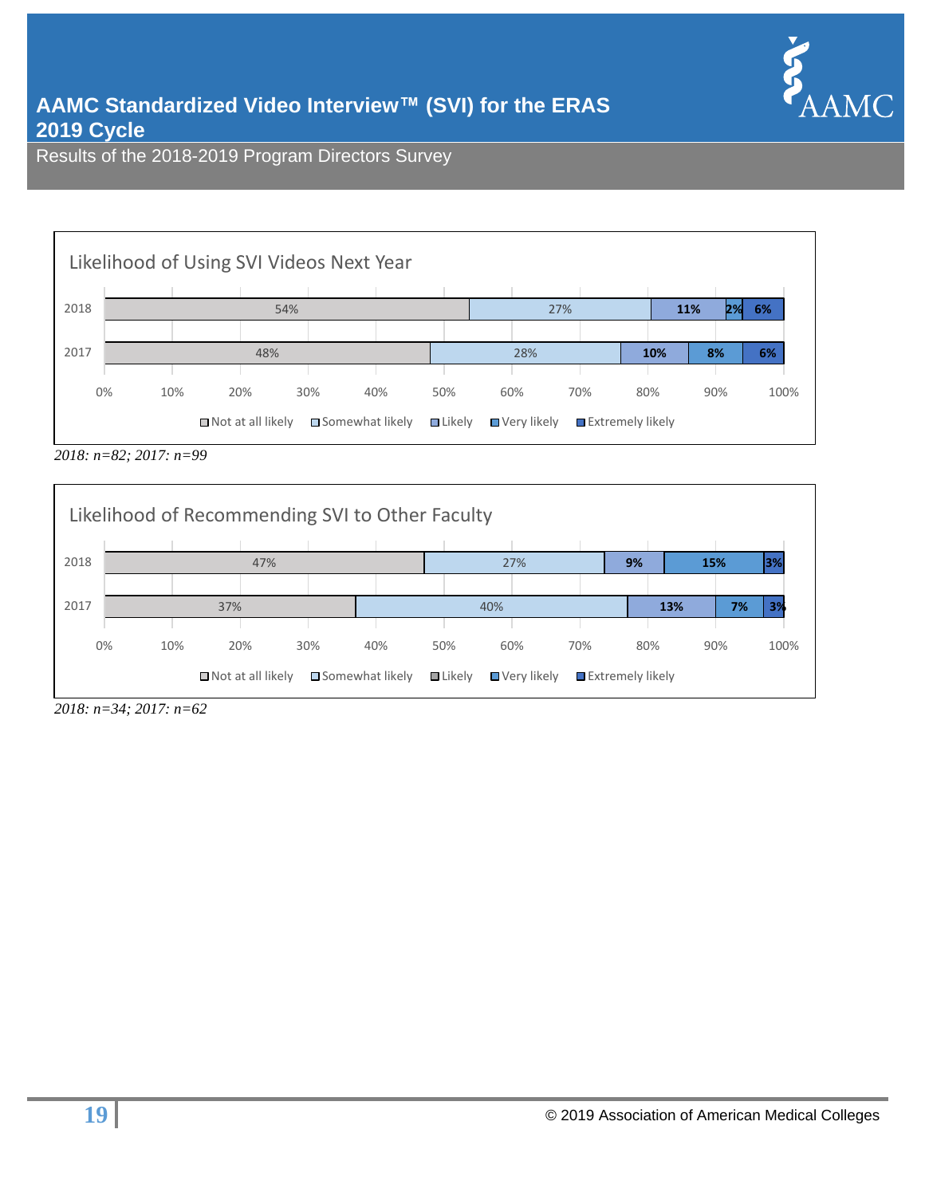# AAMC Standardized Video Interview™ (SVI) for the ERAS 2019 Cycle

Results of the 2018-2019 Program Directors Survey

**Likelihood of Using SVI Videos Next Year**

| Year | Not at all likely | Somewhat likely | Likely | Very likely | Extremely likely |
|---|---|---|---|---|---|
| 2018 | 54% | 27% | 11% | 2% | 6% |
| 2017 | 48% | 28% | 10% | 8% | 6% |

*2018: n=82; 2017: n=99*

**Likelihood of Recommending SVI to Other Faculty**

| Year | Not at all likely | Somewhat likely | Likely | Very likely | Extremely likely |
|---|---|---|---|---|---|
| 2018 | 47% | 27% | 9% | 15% | 3% |
| 2017 | 37% | 40% | 13% | 7% | 3% |

*2018: n=34; 2017: n=62*

© 2019 Association of American Medical Colleges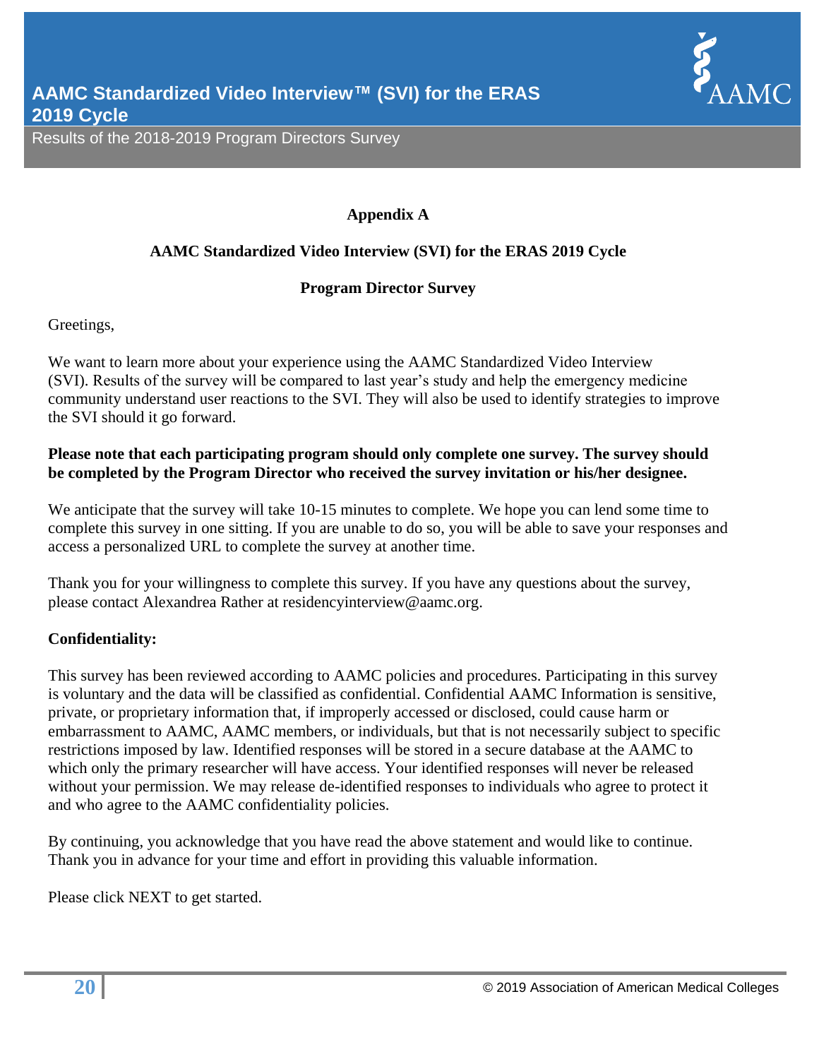# Appendix A

## AAMC Standardized Video Interview (SVI) for the ERAS 2019 Cycle

### Program Director Survey

Greetings,

We want to learn more about your experience using the AAMC Standardized Video Interview (SVI). Results of the survey will be compared to last year's study and help the emergency medicine community understand user reactions to the SVI. They will also be used to identify strategies to improve the SVI should it go forward.

**Please note that each participating program should only complete one survey. The survey should be completed by the Program Director who received the survey invitation or his/her designee.**

We anticipate that the survey will take 10-15 minutes to complete. We hope you can lend some time to complete this survey in one sitting. If you are unable to do so, you will be able to save your responses and access a personalized URL to complete the survey at another time.

Thank you for your willingness to complete this survey. If you have any questions about the survey, please contact Alexandrea Rather at residencyinterview@aamc.org.

**Confidentiality:**

This survey has been reviewed according to AAMC policies and procedures. Participating in this survey is voluntary and the data will be classified as confidential. Confidential AAMC Information is sensitive, private, or proprietary information that, if improperly accessed or disclosed, could cause harm or embarrassment to AAMC, AAMC members, or individuals, but that is not necessarily subject to specific restrictions imposed by law. Identified responses will be stored in a secure database at the AAMC to which only the primary researcher will have access. Your identified responses will never be released without your permission. We may release de-identified responses to individuals who agree to protect it and who agree to the AAMC confidentiality policies.

By continuing, you acknowledge that you have read the above statement and would like to continue. Thank you in advance for your time and effort in providing this valuable information.

Please click NEXT to get started.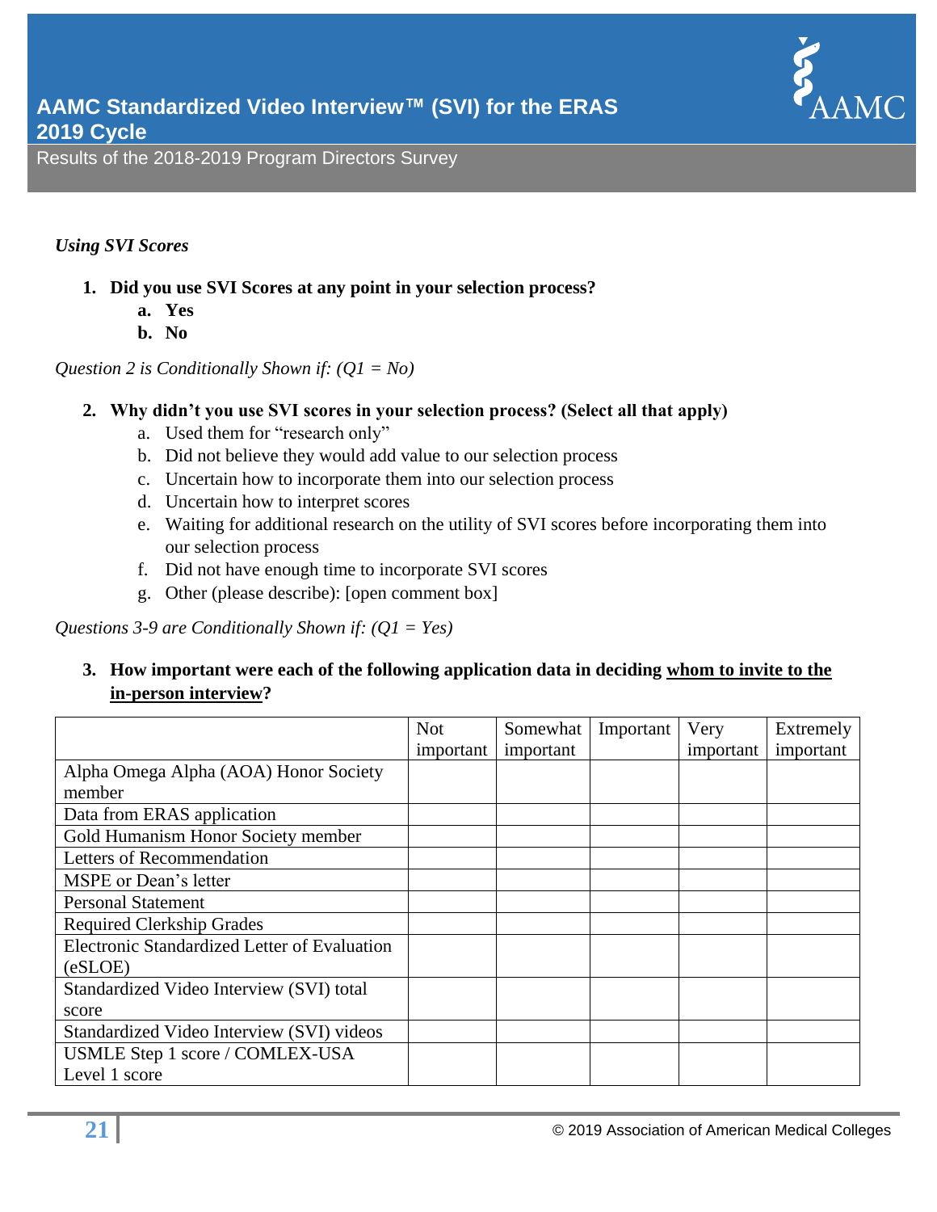*Using SVI Scores*

1. **Did you use SVI Scores at any point in your selection process?**
   a. **Yes**
   b. **No**

*Question 2 is Conditionally Shown if: (Q1 = No)*

2. **Why didn't you use SVI scores in your selection process? (Select all that apply)**
   a. Used them for "research only"
   b. Did not believe they would add value to our selection process
   c. Uncertain how to incorporate them into our selection process
   d. Uncertain how to interpret scores
   e. Waiting for additional research on the utility of SVI scores before incorporating them into our selection process
   f. Did not have enough time to incorporate SVI scores
   g. Other (please describe): [open comment box]

*Questions 3-9 are Conditionally Shown if: (Q1 = Yes)*

3. **How important were each of the following application data in deciding <u>whom to invite to the in-person interview</u>?**

| | Not important | Somewhat important | Important | Very important | Extremely important |
|---|---|---|---|---|---|
| Alpha Omega Alpha (AOA) Honor Society member | | | | | |
| Data from ERAS application | | | | | |
| Gold Humanism Honor Society member | | | | | |
| Letters of Recommendation | | | | | |
| MSPE or Dean's letter | | | | | |
| Personal Statement | | | | | |
| Required Clerkship Grades | | | | | |
| Electronic Standardized Letter of Evaluation (eSLOE) | | | | | |
| Standardized Video Interview (SVI) total score | | | | | |
| Standardized Video Interview (SVI) videos | | | | | |
| USMLE Step 1 score / COMLEX-USA Level 1 score | | | | | |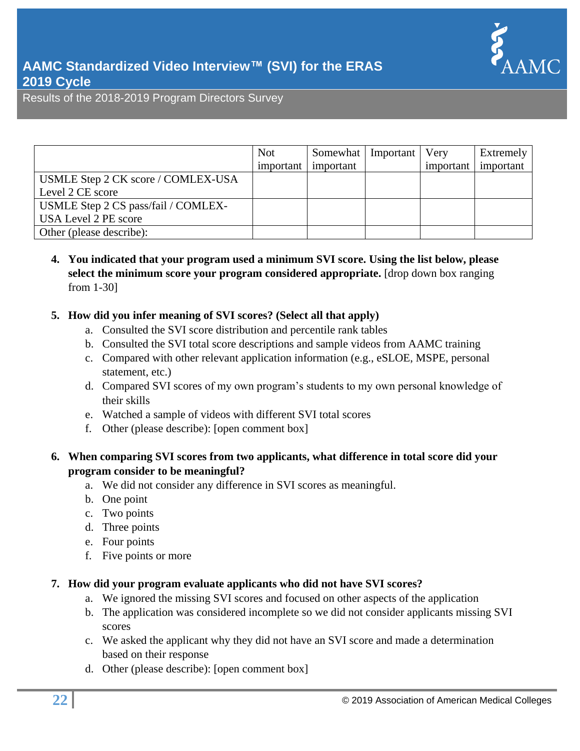| | Not important | Somewhat important | Important | Very important | Extremely important |
|---|---|---|---|---|---|
| USMLE Step 2 CK score / COMLEX-USA Level 2 CE score | | | | | |
| USMLE Step 2 CS pass/fail / COMLEX-USA Level 2 PE score | | | | | |
| Other (please describe): | | | | | |

4. **You indicated that your program used a minimum SVI score. Using the list below, please select the minimum score your program considered appropriate.** [drop down box ranging from 1-30]

5. **How did you infer meaning of SVI scores? (Select all that apply)**
   a. Consulted the SVI score distribution and percentile rank tables
   b. Consulted the SVI total score descriptions and sample videos from AAMC training
   c. Compared with other relevant application information (e.g., eSLOE, MSPE, personal statement, etc.)
   d. Compared SVI scores of my own program's students to my own personal knowledge of their skills
   e. Watched a sample of videos with different SVI total scores
   f. Other (please describe): [open comment box]

6. **When comparing SVI scores from two applicants, what difference in total score did your program consider to be meaningful?**
   a. We did not consider any difference in SVI scores as meaningful.
   b. One point
   c. Two points
   d. Three points
   e. Four points
   f. Five points or more

7. **How did your program evaluate applicants who did not have SVI scores?**
   a. We ignored the missing SVI scores and focused on other aspects of the application
   b. The application was considered incomplete so we did not consider applicants missing SVI scores
   c. We asked the applicant why they did not have an SVI score and made a determination based on their response
   d. Other (please describe): [open comment box]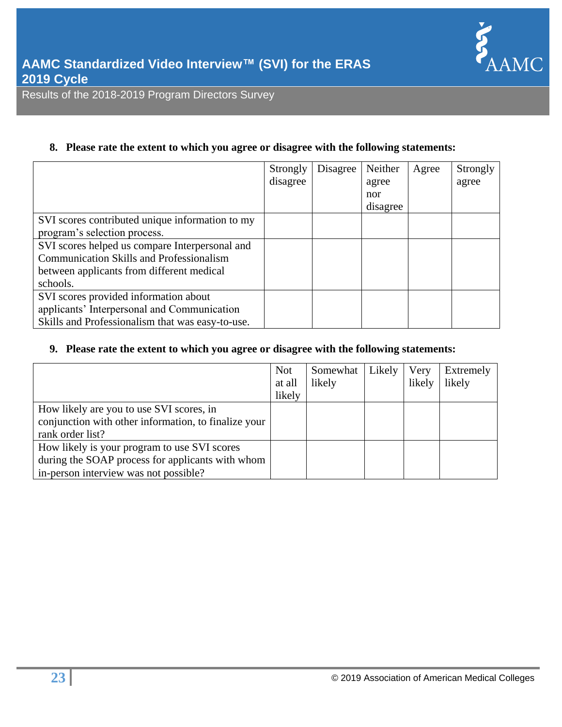8. **Please rate the extent to which you agree or disagree with the following statements:**

| | Strongly disagree | Disagree | Neither agree nor disagree | Agree | Strongly agree |
|---|---|---|---|---|---|
| SVI scores contributed unique information to my program's selection process. | | | | | |
| SVI scores helped us compare Interpersonal and Communication Skills and Professionalism between applicants from different medical schools. | | | | | |
| SVI scores provided information about applicants' Interpersonal and Communication Skills and Professionalism that was easy-to-use. | | | | | |

9. **Please rate the extent to which you agree or disagree with the following statements:**

| | Not at all likely | Somewhat likely | Likely | Very likely | Extremely likely |
|---|---|---|---|---|---|
| How likely are you to use SVI scores, in conjunction with other information, to finalize your rank order list? | | | | | |
| How likely is your program to use SVI scores during the SOAP process for applicants with whom in-person interview was not possible? | | | | | |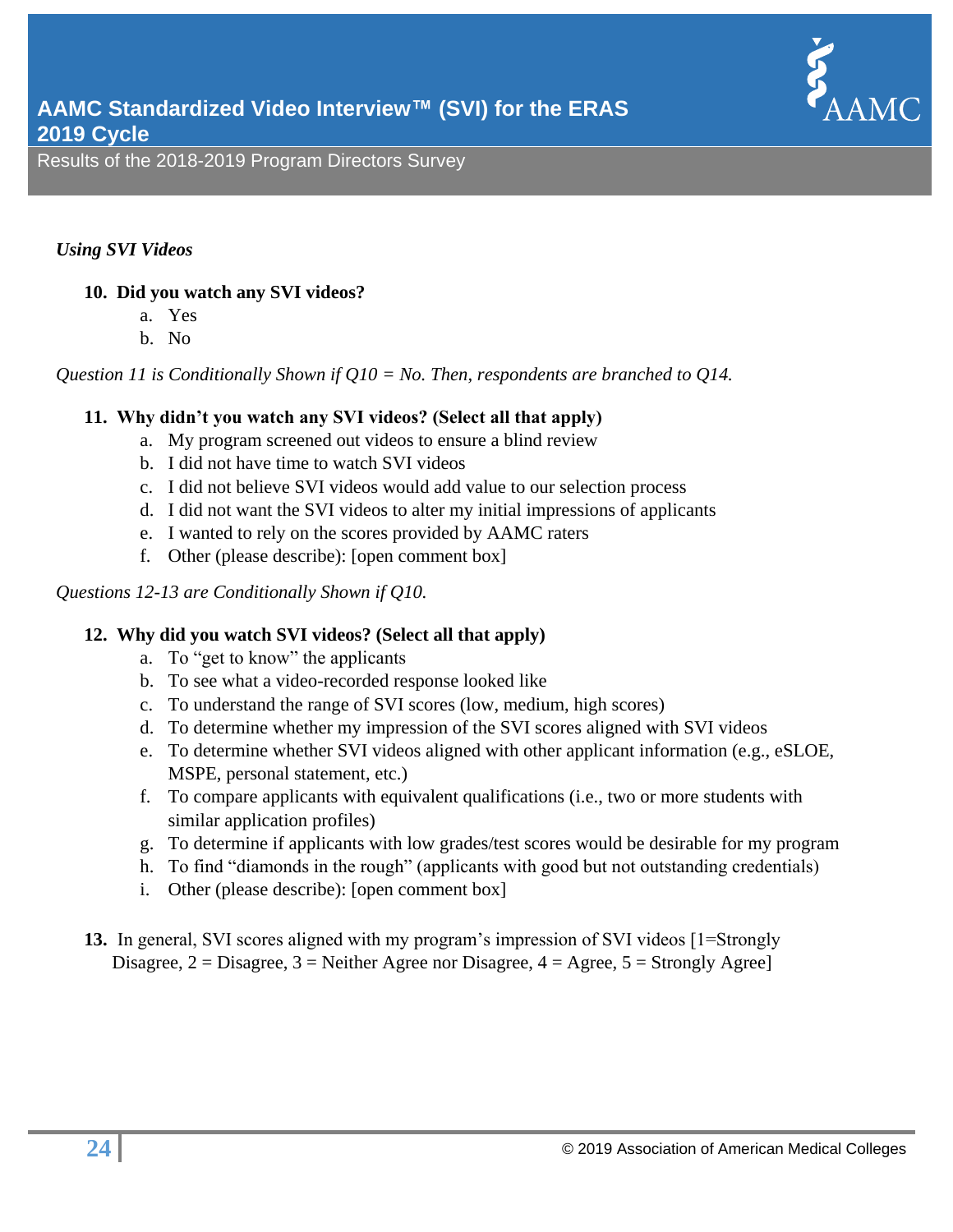*Using SVI Videos*

**10. Did you watch any SVI videos?**

a. Yes
b. No

*Question 11 is Conditionally Shown if Q10 = No. Then, respondents are branched to Q14.*

**11. Why didn't you watch any SVI videos? (Select all that apply)**

a. My program screened out videos to ensure a blind review
b. I did not have time to watch SVI videos
c. I did not believe SVI videos would add value to our selection process
d. I did not want the SVI videos to alter my initial impressions of applicants
e. I wanted to rely on the scores provided by AAMC raters
f. Other (please describe): [open comment box]

*Questions 12-13 are Conditionally Shown if Q10.*

**12. Why did you watch SVI videos? (Select all that apply)**

a. To "get to know" the applicants
b. To see what a video-recorded response looked like
c. To understand the range of SVI scores (low, medium, high scores)
d. To determine whether my impression of the SVI scores aligned with SVI videos
e. To determine whether SVI videos aligned with other applicant information (e.g., eSLOE, MSPE, personal statement, etc.)
f. To compare applicants with equivalent qualifications (i.e., two or more students with similar application profiles)
g. To determine if applicants with low grades/test scores would be desirable for my program
h. To find "diamonds in the rough" (applicants with good but not outstanding credentials)
i. Other (please describe): [open comment box]

**13.** In general, SVI scores aligned with my program's impression of SVI videos [1=Strongly Disagree, 2 = Disagree, 3 = Neither Agree nor Disagree, 4 = Agree, 5 = Strongly Agree]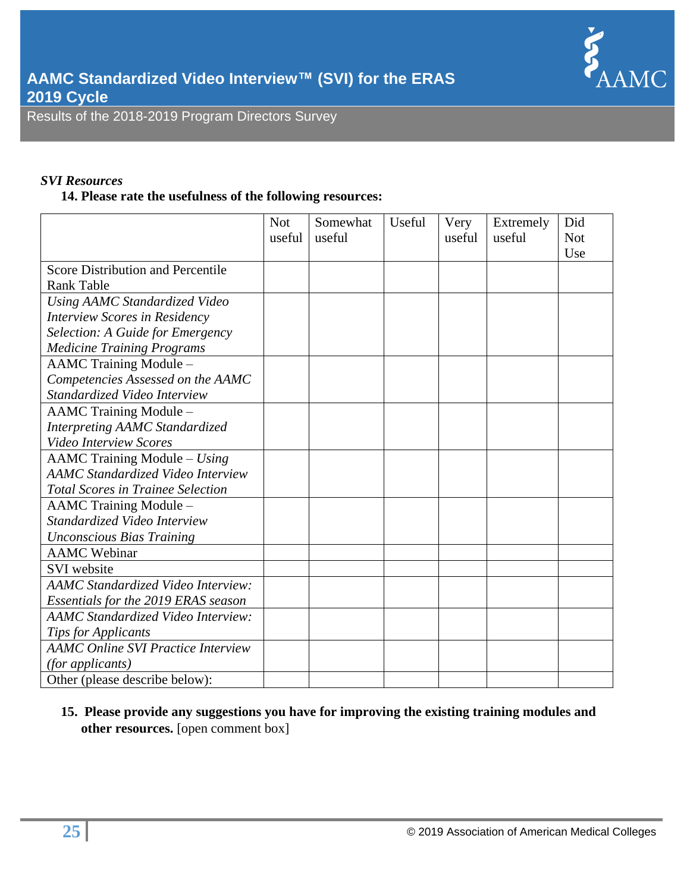*SVI Resources*

**14. Please rate the usefulness of the following resources:**

| | Not useful | Somewhat useful | Useful | Very useful | Extremely useful | Did Not Use |
|---|---|---|---|---|---|---|
| Score Distribution and Percentile Rank Table | | | | | | |
| *Using AAMC Standardized Video Interview Scores in Residency Selection: A Guide for Emergency Medicine Training Programs* | | | | | | |
| AAMC Training Module – *Competencies Assessed on the AAMC Standardized Video Interview* | | | | | | |
| AAMC Training Module – *Interpreting AAMC Standardized Video Interview Scores* | | | | | | |
| AAMC Training Module – *Using AAMC Standardized Video Interview Total Scores in Trainee Selection* | | | | | | |
| AAMC Training Module – *Standardized Video Interview Unconscious Bias Training* | | | | | | |
| AAMC Webinar | | | | | | |
| SVI website | | | | | | |
| *AAMC Standardized Video Interview: Essentials for the 2019 ERAS season* | | | | | | |
| *AAMC Standardized Video Interview: Tips for Applicants* | | | | | | |
| *AAMC Online SVI Practice Interview (for applicants)* | | | | | | |
| Other (please describe below): | | | | | | |

**15. Please provide any suggestions you have for improving the existing training modules and other resources.** [open comment box]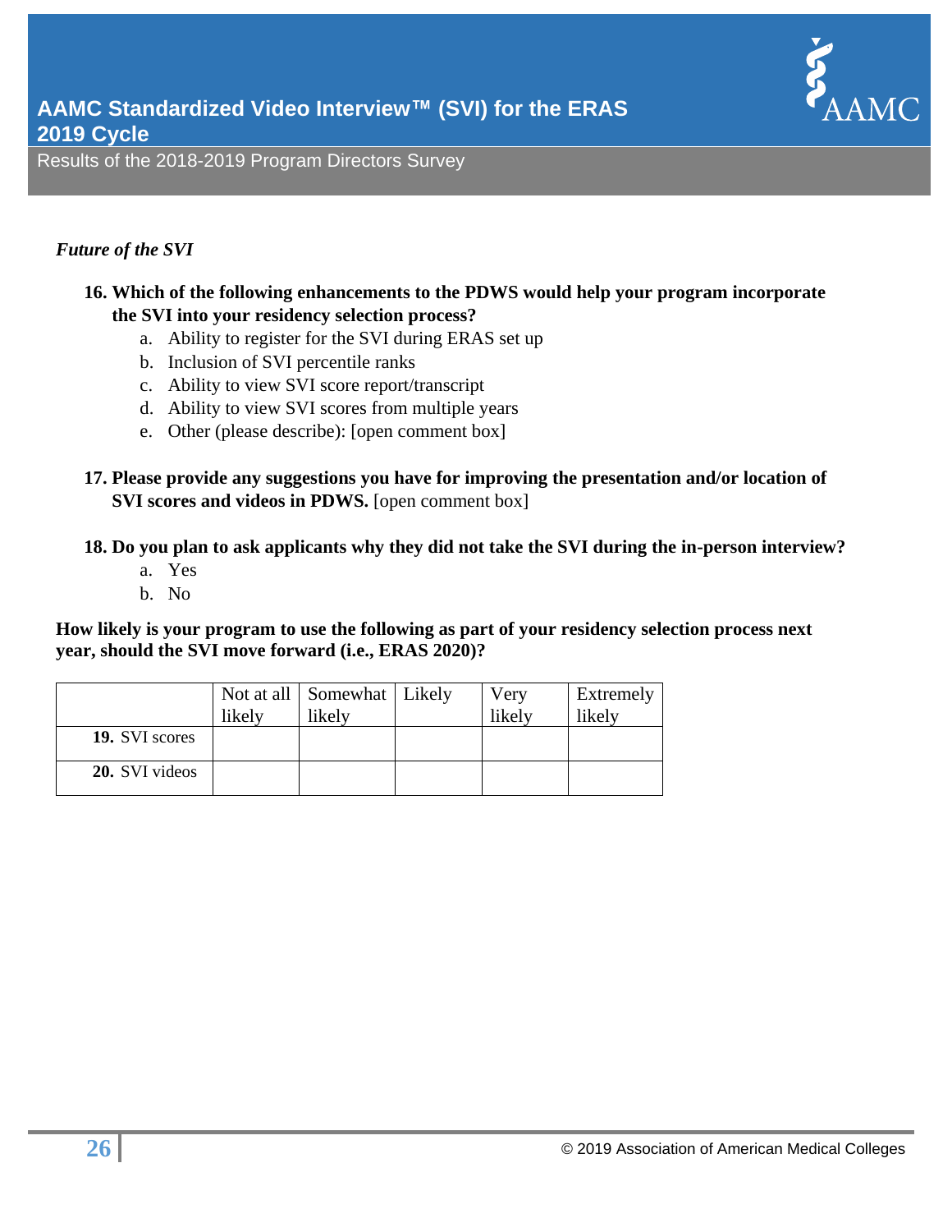*Future of the SVI*

**16. Which of the following enhancements to the PDWS would help your program incorporate the SVI into your residency selection process?**

a. Ability to register for the SVI during ERAS set up
b. Inclusion of SVI percentile ranks
c. Ability to view SVI score report/transcript
d. Ability to view SVI scores from multiple years
e. Other (please describe): [open comment box]

**17. Please provide any suggestions you have for improving the presentation and/or location of SVI scores and videos in PDWS.** [open comment box]

**18. Do you plan to ask applicants why they did not take the SVI during the in-person interview?**

a. Yes
b. No

**How likely is your program to use the following as part of your residency selection process next year, should the SVI move forward (i.e., ERAS 2020)?**

| | Not at all likely | Somewhat likely | Likely | Very likely | Extremely likely |
|---|---|---|---|---|---|
| **19.** SVI scores | | | | | |
| **20.** SVI videos | | | | | |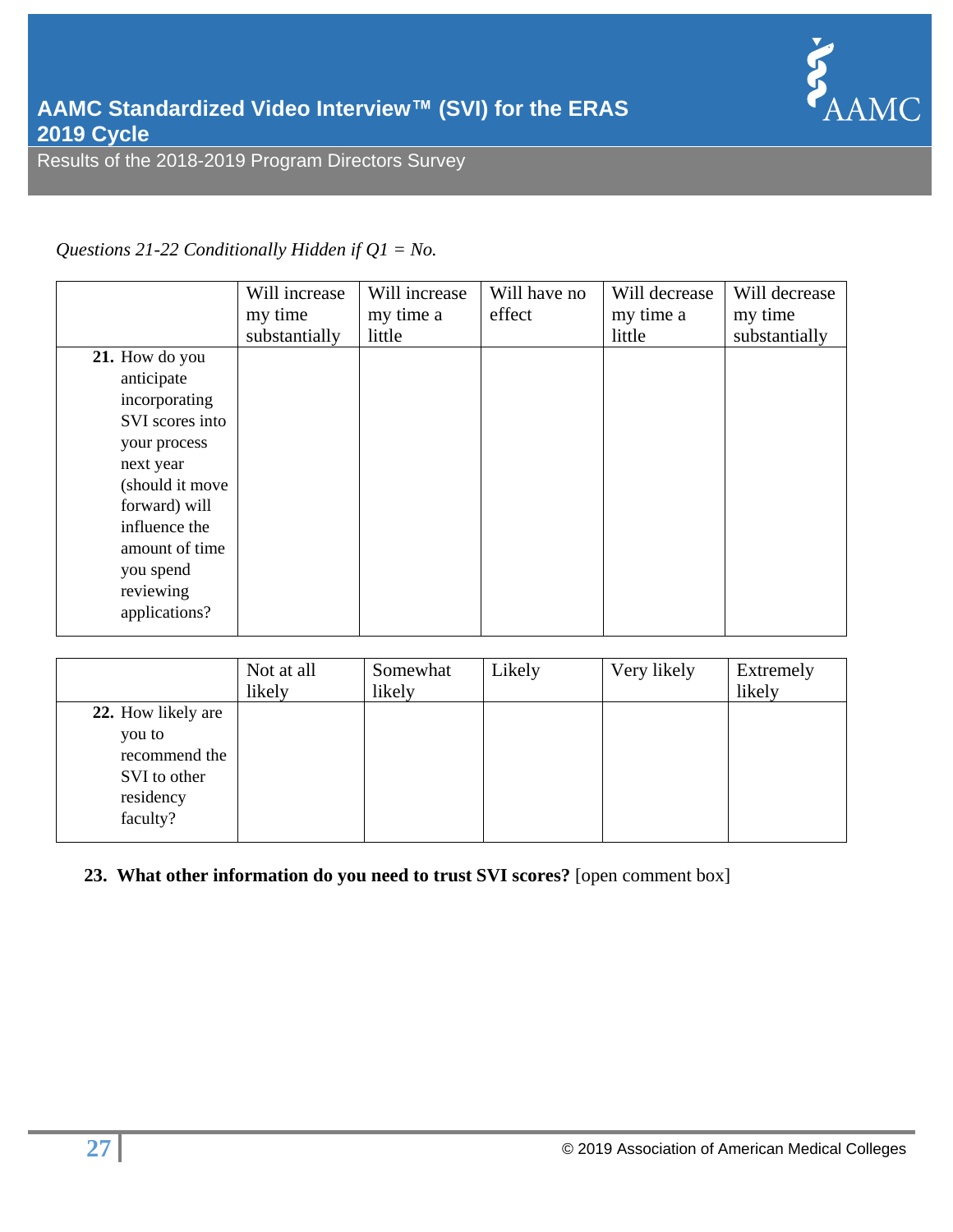*Questions 21-22 Conditionally Hidden if Q1 = No.*

| | Will increase my time substantially | Will increase my time a little | Will have no effect | Will decrease my time a little | Will decrease my time substantially |
|---|---|---|---|---|---|
| **21.** How do you anticipate incorporating SVI scores into your process next year (should it move forward) will influence the amount of time you spend reviewing applications? | | | | | |

| | Not at all likely | Somewhat likely | Likely | Very likely | Extremely likely |
|---|---|---|---|---|---|
| **22.** How likely are you to recommend the SVI to other residency faculty? | | | | | |

**23. What other information do you need to trust SVI scores?** [open comment box]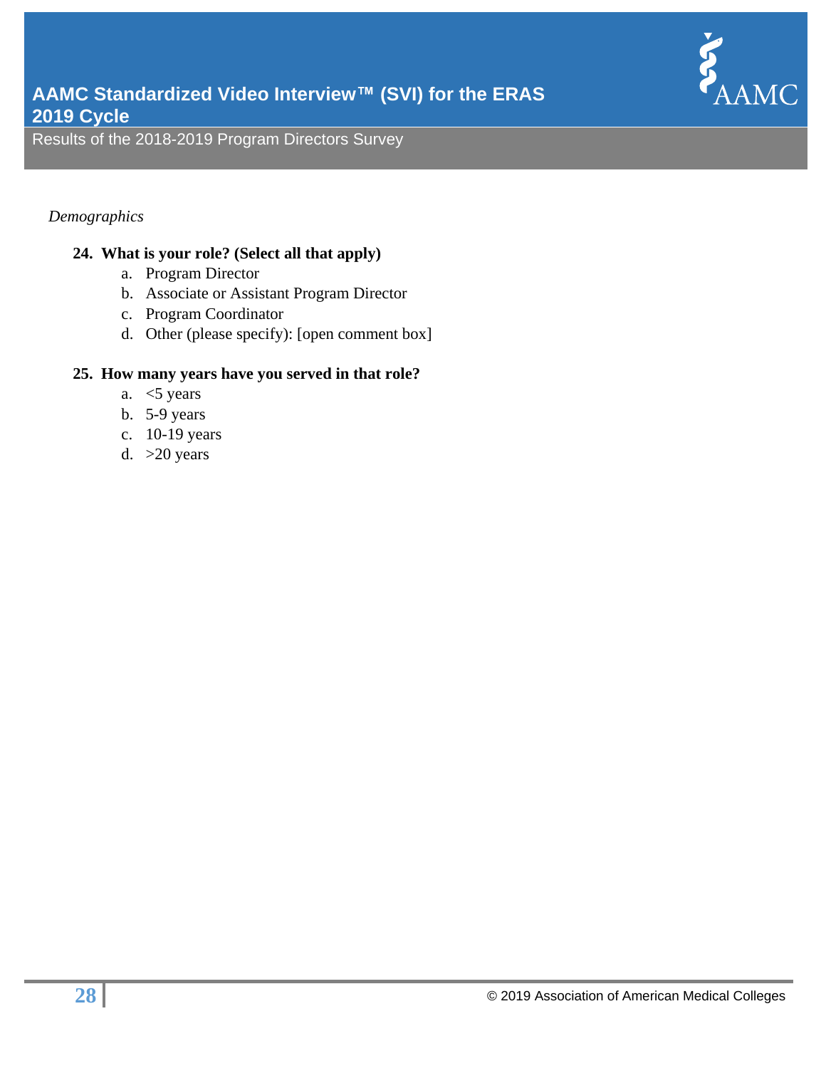*Demographics*

**24. What is your role? (Select all that apply)**

a. Program Director
b. Associate or Assistant Program Director
c. Program Coordinator
d. Other (please specify): [open comment box]

**25. How many years have you served in that role?**

a. <5 years
b. 5-9 years
c. 10-19 years
d. >20 years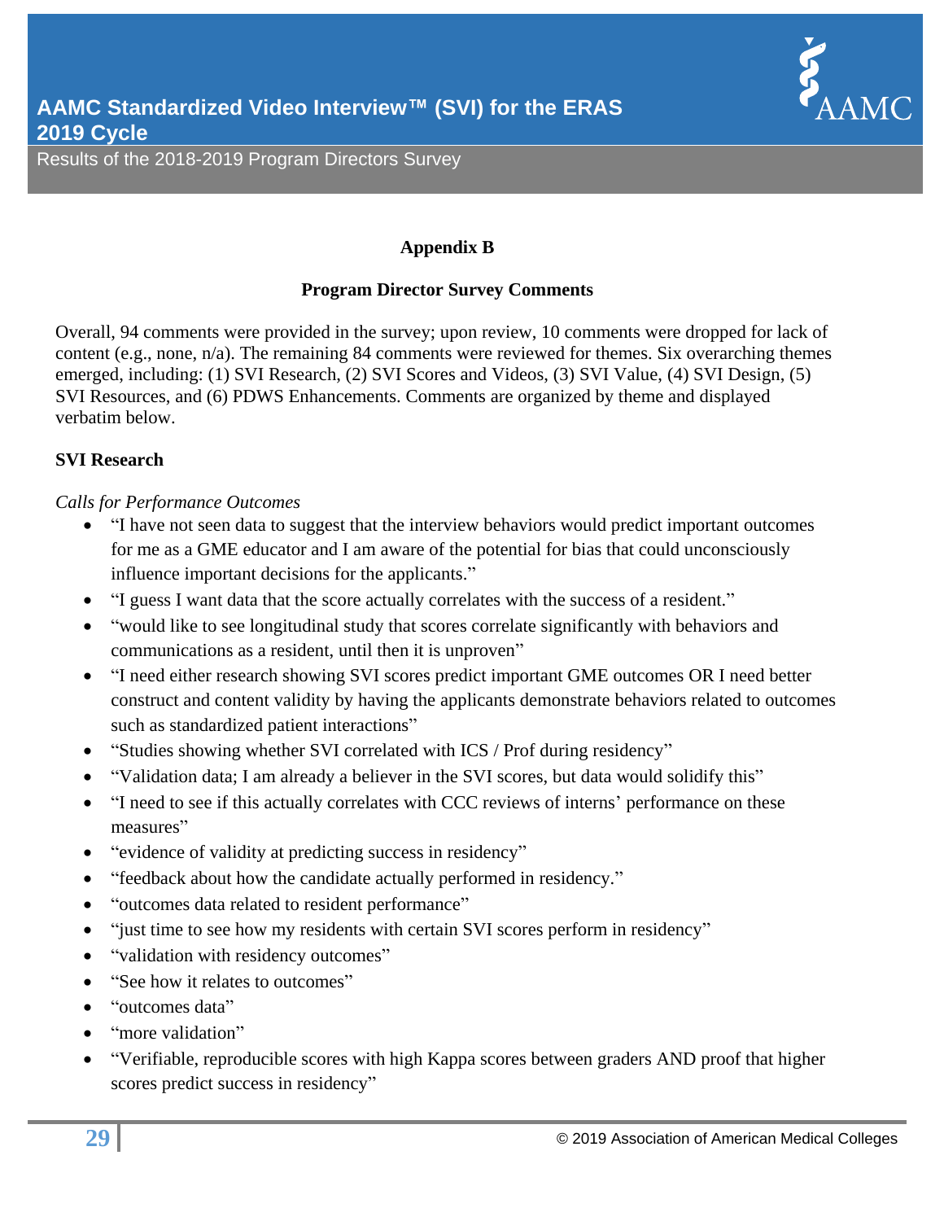### Appendix B

### Program Director Survey Comments

Overall, 94 comments were provided in the survey; upon review, 10 comments were dropped for lack of content (e.g., none, n/a). The remaining 84 comments were reviewed for themes. Six overarching themes emerged, including: (1) SVI Research, (2) SVI Scores and Videos, (3) SVI Value, (4) SVI Design, (5) SVI Resources, and (6) PDWS Enhancements. Comments are organized by theme and displayed verbatim below.

**SVI Research**

*Calls for Performance Outcomes*

- "I have not seen data to suggest that the interview behaviors would predict important outcomes for me as a GME educator and I am aware of the potential for bias that could unconsciously influence important decisions for the applicants."
- "I guess I want data that the score actually correlates with the success of a resident."
- "would like to see longitudinal study that scores correlate significantly with behaviors and communications as a resident, until then it is unproven"
- "I need either research showing SVI scores predict important GME outcomes OR I need better construct and content validity by having the applicants demonstrate behaviors related to outcomes such as standardized patient interactions"
- "Studies showing whether SVI correlated with ICS / Prof during residency"
- "Validation data; I am already a believer in the SVI scores, but data would solidify this"
- "I need to see if this actually correlates with CCC reviews of interns' performance on these measures"
- "evidence of validity at predicting success in residency"
- "feedback about how the candidate actually performed in residency."
- "outcomes data related to resident performance"
- "just time to see how my residents with certain SVI scores perform in residency"
- "validation with residency outcomes"
- "See how it relates to outcomes"
- "outcomes data"
- "more validation"
- "Verifiable, reproducible scores with high Kappa scores between graders AND proof that higher scores predict success in residency"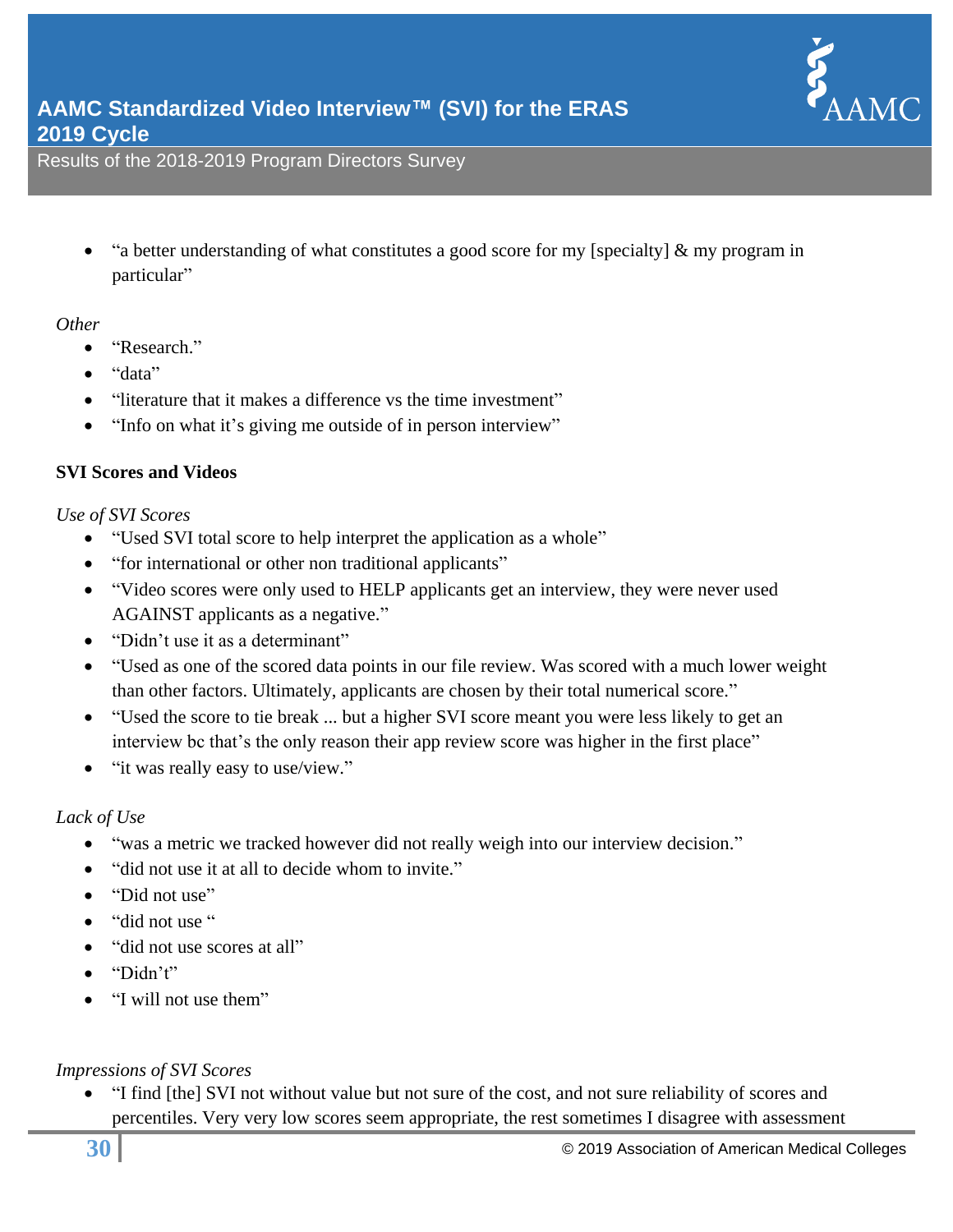- "a better understanding of what constitutes a good score for my [specialty] & my program in particular"

*Other*

- "Research."
- "data"
- "literature that it makes a difference vs the time investment"
- "Info on what it's giving me outside of in person interview"

**SVI Scores and Videos**

*Use of SVI Scores*

- "Used SVI total score to help interpret the application as a whole"
- "for international or other non traditional applicants"
- "Video scores were only used to HELP applicants get an interview, they were never used AGAINST applicants as a negative."
- "Didn't use it as a determinant"
- "Used as one of the scored data points in our file review. Was scored with a much lower weight than other factors. Ultimately, applicants are chosen by their total numerical score."
- "Used the score to tie break ... but a higher SVI score meant you were less likely to get an interview bc that's the only reason their app review score was higher in the first place"
- "it was really easy to use/view."

*Lack of Use*

- "was a metric we tracked however did not really weigh into our interview decision."
- "did not use it at all to decide whom to invite."
- "Did not use"
- "did not use "
- "did not use scores at all"
- "Didn't"
- "I will not use them"

*Impressions of SVI Scores*

- "I find [the] SVI not without value but not sure of the cost, and not sure reliability of scores and percentiles. Very very low scores seem appropriate, the rest sometimes I disagree with assessment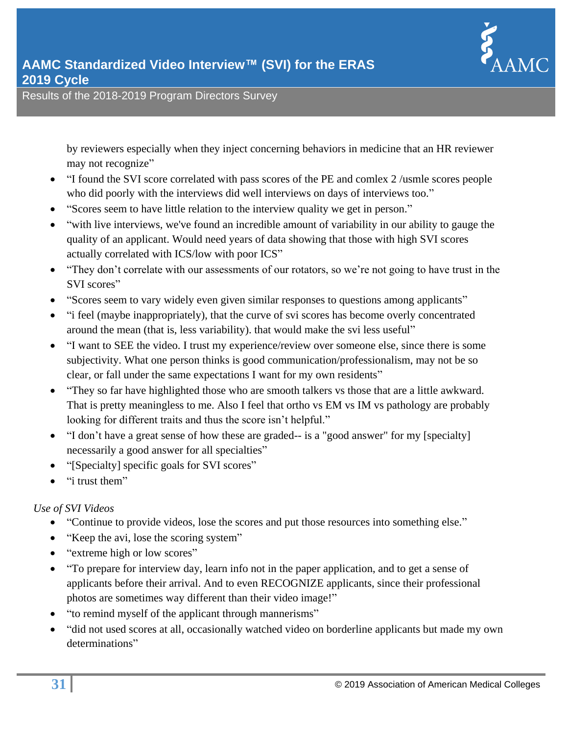by reviewers especially when they inject concerning behaviors in medicine that an HR reviewer may not recognize"

- "I found the SVI score correlated with pass scores of the PE and comlex 2 /usmle scores people who did poorly with the interviews did well interviews on days of interviews too."
- "Scores seem to have little relation to the interview quality we get in person."
- "with live interviews, we've found an incredible amount of variability in our ability to gauge the quality of an applicant. Would need years of data showing that those with high SVI scores actually correlated with ICS/low with poor ICS"
- "They don't correlate with our assessments of our rotators, so we're not going to have trust in the SVI scores"
- "Scores seem to vary widely even given similar responses to questions among applicants"
- "i feel (maybe inappropriately), that the curve of svi scores has become overly concentrated around the mean (that is, less variability). that would make the svi less useful"
- "I want to SEE the video. I trust my experience/review over someone else, since there is some subjectivity. What one person thinks is good communication/professionalism, may not be so clear, or fall under the same expectations I want for my own residents"
- "They so far have highlighted those who are smooth talkers vs those that are a little awkward. That is pretty meaningless to me. Also I feel that ortho vs EM vs IM vs pathology are probably looking for different traits and thus the score isn't helpful."
- "I don't have a great sense of how these are graded-- is a "good answer" for my [specialty] necessarily a good answer for all specialties"
- "[Specialty] specific goals for SVI scores"
- "i trust them"

*Use of SVI Videos*

- "Continue to provide videos, lose the scores and put those resources into something else."
- "Keep the avi, lose the scoring system"
- "extreme high or low scores"
- "To prepare for interview day, learn info not in the paper application, and to get a sense of applicants before their arrival. And to even RECOGNIZE applicants, since their professional photos are sometimes way different than their video image!"
- "to remind myself of the applicant through mannerisms"
- "did not used scores at all, occasionally watched video on borderline applicants but made my own determinations"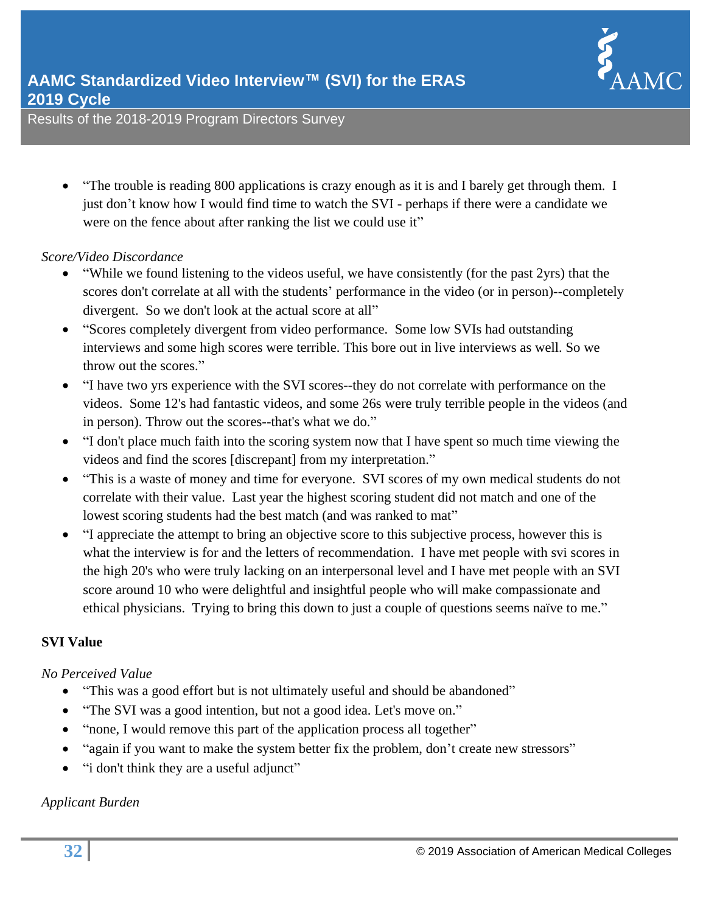- "The trouble is reading 800 applications is crazy enough as it is and I barely get through them. I just don't know how I would find time to watch the SVI - perhaps if there were a candidate we were on the fence about after ranking the list we could use it"

*Score/Video Discordance*

- "While we found listening to the videos useful, we have consistently (for the past 2yrs) that the scores don't correlate at all with the students' performance in the video (or in person)--completely divergent. So we don't look at the actual score at all"
- "Scores completely divergent from video performance. Some low SVIs had outstanding interviews and some high scores were terrible. This bore out in live interviews as well. So we throw out the scores."
- "I have two yrs experience with the SVI scores--they do not correlate with performance on the videos. Some 12's had fantastic videos, and some 26s were truly terrible people in the videos (and in person). Throw out the scores--that's what we do."
- "I don't place much faith into the scoring system now that I have spent so much time viewing the videos and find the scores [discrepant] from my interpretation."
- "This is a waste of money and time for everyone. SVI scores of my own medical students do not correlate with their value. Last year the highest scoring student did not match and one of the lowest scoring students had the best match (and was ranked to mat"
- "I appreciate the attempt to bring an objective score to this subjective process, however this is what the interview is for and the letters of recommendation. I have met people with svi scores in the high 20's who were truly lacking on an interpersonal level and I have met people with an SVI score around 10 who were delightful and insightful people who will make compassionate and ethical physicians. Trying to bring this down to just a couple of questions seems naïve to me."

**SVI Value**

*No Perceived Value*

- "This was a good effort but is not ultimately useful and should be abandoned"
- "The SVI was a good intention, but not a good idea. Let's move on."
- "none, I would remove this part of the application process all together"
- "again if you want to make the system better fix the problem, don't create new stressors"
- "i don't think they are a useful adjunct"

*Applicant Burden*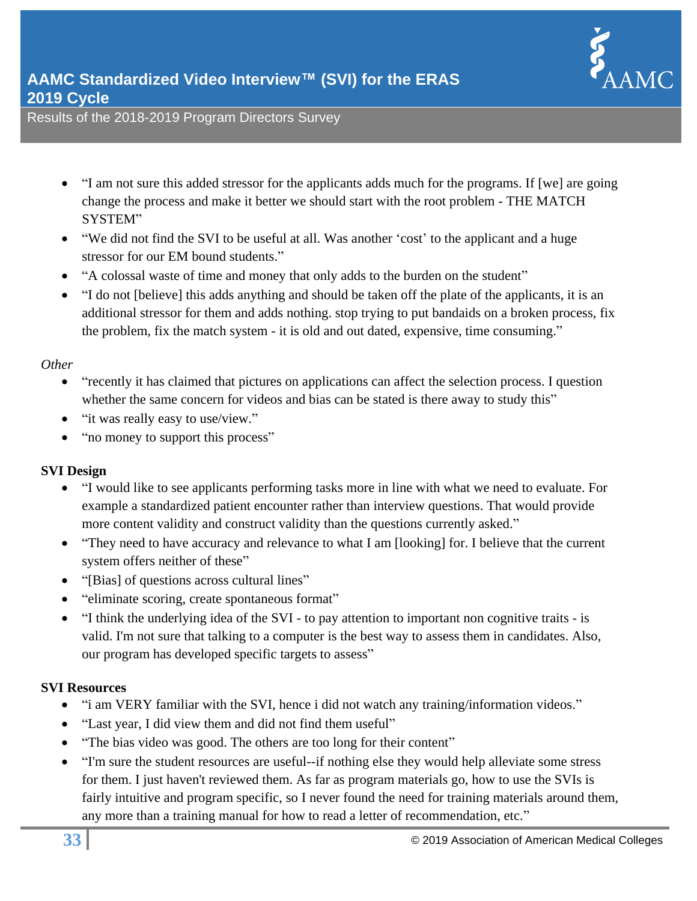- "I am not sure this added stressor for the applicants adds much for the programs. If [we] are going change the process and make it better we should start with the root problem - THE MATCH SYSTEM"
- "We did not find the SVI to be useful at all. Was another 'cost' to the applicant and a huge stressor for our EM bound students."
- "A colossal waste of time and money that only adds to the burden on the student"
- "I do not [believe] this adds anything and should be taken off the plate of the applicants, it is an additional stressor for them and adds nothing. stop trying to put bandaids on a broken process, fix the problem, fix the match system - it is old and out dated, expensive, time consuming."

*Other*

- "recently it has claimed that pictures on applications can affect the selection process. I question whether the same concern for videos and bias can be stated is there away to study this"
- "it was really easy to use/view."
- "no money to support this process"

**SVI Design**

- "I would like to see applicants performing tasks more in line with what we need to evaluate. For example a standardized patient encounter rather than interview questions. That would provide more content validity and construct validity than the questions currently asked."
- "They need to have accuracy and relevance to what I am [looking] for. I believe that the current system offers neither of these"
- "[Bias] of questions across cultural lines"
- "eliminate scoring, create spontaneous format"
- "I think the underlying idea of the SVI - to pay attention to important non cognitive traits - is valid. I'm not sure that talking to a computer is the best way to assess them in candidates. Also, our program has developed specific targets to assess"

**SVI Resources**

- "i am VERY familiar with the SVI, hence i did not watch any training/information videos."
- "Last year, I did view them and did not find them useful"
- "The bias video was good. The others are too long for their content"
- "I'm sure the student resources are useful--if nothing else they would help alleviate some stress for them. I just haven't reviewed them. As far as program materials go, how to use the SVIs is fairly intuitive and program specific, so I never found the need for training materials around them, any more than a training manual for how to read a letter of recommendation, etc."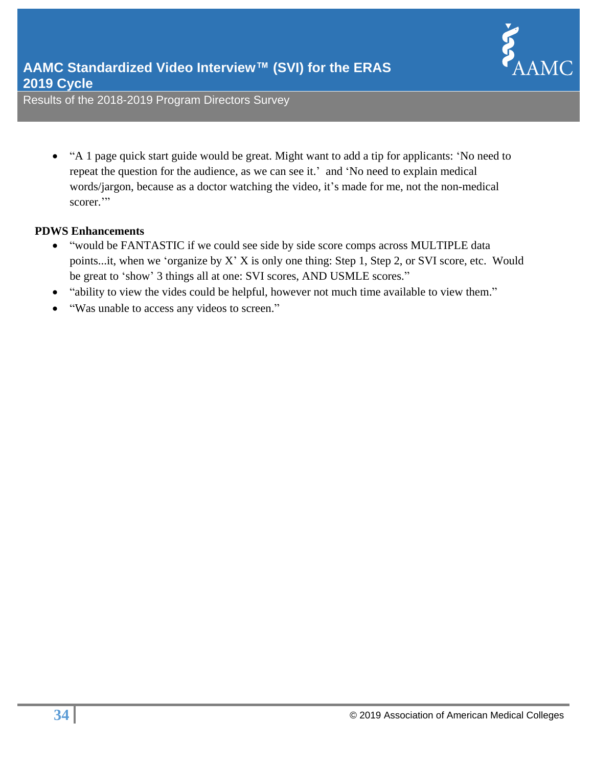- "A 1 page quick start guide would be great. Might want to add a tip for applicants: 'No need to repeat the question for the audience, as we can see it.' and 'No need to explain medical words/jargon, because as a doctor watching the video, it's made for me, not the non-medical scorer.'"

**PDWS Enhancements**

- "would be FANTASTIC if we could see side by side score comps across MULTIPLE data points...it, when we 'organize by X' X is only one thing: Step 1, Step 2, or SVI score, etc. Would be great to 'show' 3 things all at one: SVI scores, AND USMLE scores."
- "ability to view the vides could be helpful, however not much time available to view them."
- "Was unable to access any videos to screen."